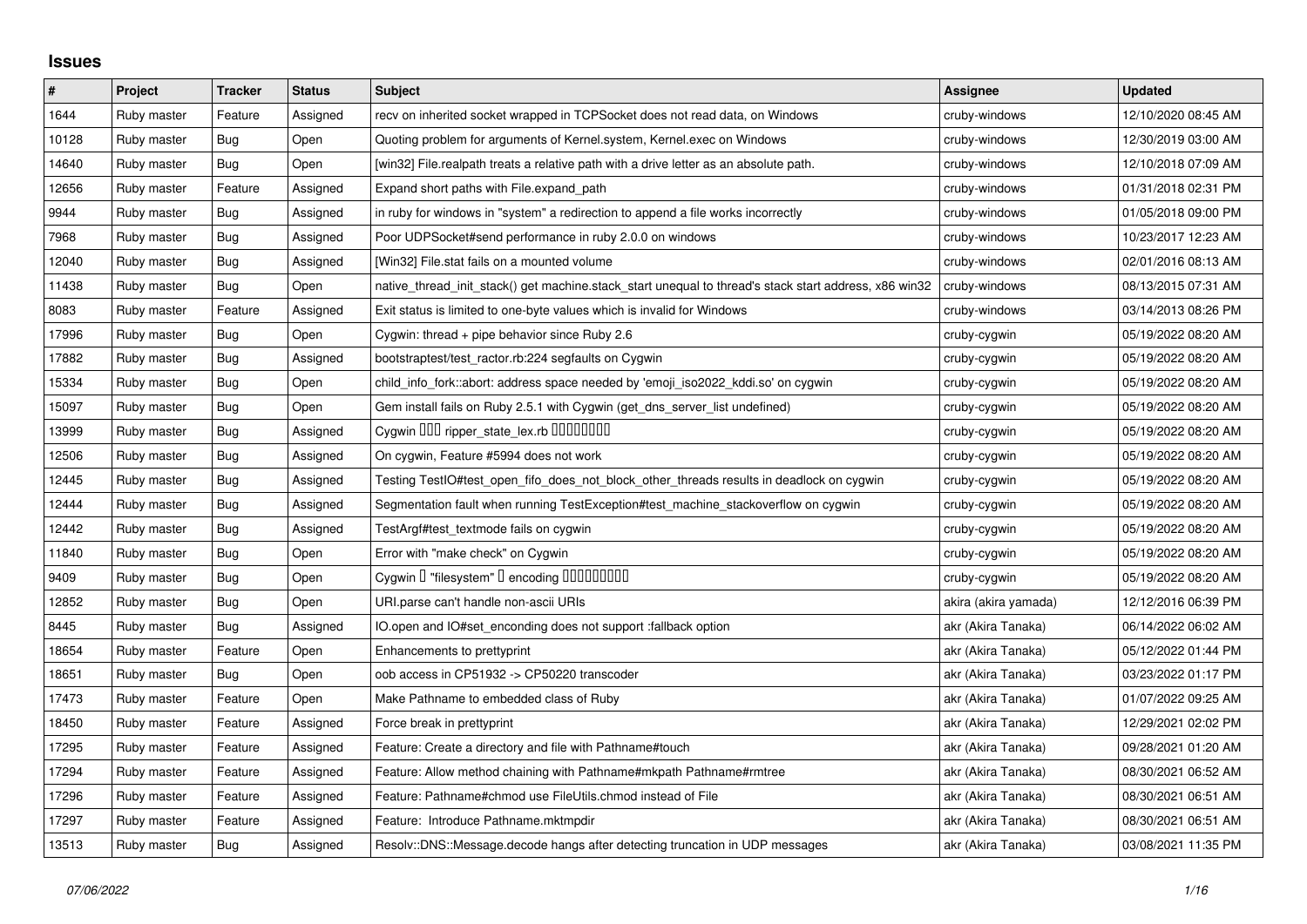## Issues

| # | Project | Tracker | Status | Subject | Assignee | Updated |
|---|---|---|---|---|---|---|
| 1644 | Ruby master | Feature | Assigned | recv on inherited socket wrapped in TCPSocket does not read data, on Windows | cruby-windows | 12/10/2020 08:45 AM |
| 10128 | Ruby master | Bug | Open | Quoting problem for arguments of Kernel.system, Kernel.exec on Windows | cruby-windows | 12/30/2019 03:00 AM |
| 14640 | Ruby master | Bug | Open | [win32] File.realpath treats a relative path with a drive letter as an absolute path. | cruby-windows | 12/10/2018 07:09 AM |
| 12656 | Ruby master | Feature | Assigned | Expand short paths with File.expand_path | cruby-windows | 01/31/2018 02:31 PM |
| 9944 | Ruby master | Bug | Assigned | in ruby for windows in "system" a redirection to append a file works incorrectly | cruby-windows | 01/05/2018 09:00 PM |
| 7968 | Ruby master | Bug | Assigned | Poor UDPSocket#send performance in ruby 2.0.0 on windows | cruby-windows | 10/23/2017 12:23 AM |
| 12040 | Ruby master | Bug | Assigned | [Win32] File.stat fails on a mounted volume | cruby-windows | 02/01/2016 08:13 AM |
| 11438 | Ruby master | Bug | Open | native_thread_init_stack() get machine.stack_start unequal to thread's stack start address, x86 win32 | cruby-windows | 08/13/2015 07:31 AM |
| 8083 | Ruby master | Feature | Assigned | Exit status is limited to one-byte values which is invalid for Windows | cruby-windows | 03/14/2013 08:26 PM |
| 17996 | Ruby master | Bug | Open | Cygwin: thread + pipe behavior since Ruby 2.6 | cruby-cygwin | 05/19/2022 08:20 AM |
| 17882 | Ruby master | Bug | Assigned | bootstraptest/test_ractor.rb:224 segfaults on Cygwin | cruby-cygwin | 05/19/2022 08:20 AM |
| 15334 | Ruby master | Bug | Open | child_info_fork::abort: address space needed by 'emoji_iso2022_kddi.so' on cygwin | cruby-cygwin | 05/19/2022 08:20 AM |
| 15097 | Ruby master | Bug | Open | Gem install fails on Ruby 2.5.1 with Cygwin (get_dns_server_list undefined) | cruby-cygwin | 05/19/2022 08:20 AM |
| 13999 | Ruby master | Bug | Assigned | Cygwin □□□ ripper_state_lex.rb □□□□□□□□ | cruby-cygwin | 05/19/2022 08:20 AM |
| 12506 | Ruby master | Bug | Assigned | On cygwin, Feature #5994 does not work | cruby-cygwin | 05/19/2022 08:20 AM |
| 12445 | Ruby master | Bug | Assigned | Testing TestIO#test_open_fifo_does_not_block_other_threads results in deadlock on cygwin | cruby-cygwin | 05/19/2022 08:20 AM |
| 12444 | Ruby master | Bug | Assigned | Segmentation fault when running TestException#test_machine_stackoverflow on cygwin | cruby-cygwin | 05/19/2022 08:20 AM |
| 12442 | Ruby master | Bug | Assigned | TestArgf#test_textmode fails on cygwin | cruby-cygwin | 05/19/2022 08:20 AM |
| 11840 | Ruby master | Bug | Open | Error with "make check" on Cygwin | cruby-cygwin | 05/19/2022 08:20 AM |
| 9409 | Ruby master | Bug | Open | Cygwin □ "filesystem" □ encoding □□□□□□□□□ | cruby-cygwin | 05/19/2022 08:20 AM |
| 12852 | Ruby master | Bug | Open | URI.parse can't handle non-ascii URIs | akira (akira yamada) | 12/12/2016 06:39 PM |
| 8445 | Ruby master | Bug | Assigned | IO.open and IO#set_enconding does not support :fallback option | akr (Akira Tanaka) | 06/14/2022 06:02 AM |
| 18654 | Ruby master | Feature | Open | Enhancements to prettyprint | akr (Akira Tanaka) | 05/12/2022 01:44 PM |
| 18651 | Ruby master | Bug | Open | oob access in CP51932 -> CP50220 transcoder | akr (Akira Tanaka) | 03/23/2022 01:17 PM |
| 17473 | Ruby master | Feature | Open | Make Pathname to embedded class of Ruby | akr (Akira Tanaka) | 01/07/2022 09:25 AM |
| 18450 | Ruby master | Feature | Assigned | Force break in prettyprint | akr (Akira Tanaka) | 12/29/2021 02:02 PM |
| 17295 | Ruby master | Feature | Assigned | Feature: Create a directory and file with Pathname#touch | akr (Akira Tanaka) | 09/28/2021 01:20 AM |
| 17294 | Ruby master | Feature | Assigned | Feature: Allow method chaining with Pathname#mkpath Pathname#rmtree | akr (Akira Tanaka) | 08/30/2021 06:52 AM |
| 17296 | Ruby master | Feature | Assigned | Feature: Pathname#chmod use FileUtils.chmod instead of File | akr (Akira Tanaka) | 08/30/2021 06:51 AM |
| 17297 | Ruby master | Feature | Assigned | Feature: Introduce Pathname.mktmpdir | akr (Akira Tanaka) | 08/30/2021 06:51 AM |
| 13513 | Ruby master | Bug | Assigned | Resolv::DNS::Message.decode hangs after detecting truncation in UDP messages | akr (Akira Tanaka) | 03/08/2021 11:35 PM |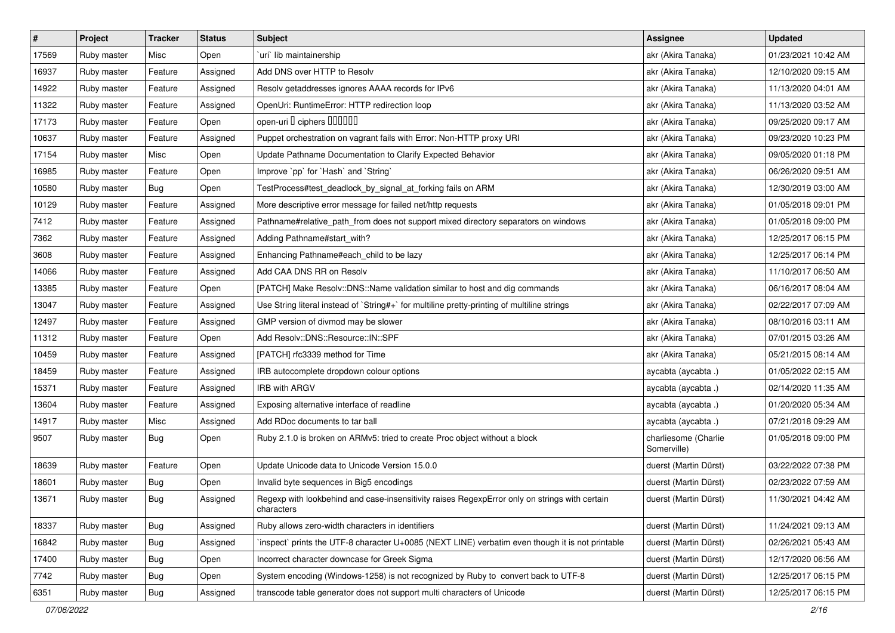| # | Project | Tracker | Status | Subject | Assignee | Updated |
|---|---|---|---|---|---|---|
| 17569 | Ruby master | Misc | Open | `uri` lib maintainership | akr (Akira Tanaka) | 01/23/2021 10:42 AM |
| 16937 | Ruby master | Feature | Assigned | Add DNS over HTTP to Resolv | akr (Akira Tanaka) | 12/10/2020 09:15 AM |
| 14922 | Ruby master | Feature | Assigned | Resolv getaddresses ignores AAAA records for IPv6 | akr (Akira Tanaka) | 11/13/2020 04:01 AM |
| 11322 | Ruby master | Feature | Assigned | OpenUri: RuntimeError: HTTP redirection loop | akr (Akira Tanaka) | 11/13/2020 03:52 AM |
| 17173 | Ruby master | Feature | Open | open-uri で ciphers を設定したい | akr (Akira Tanaka) | 09/25/2020 09:17 AM |
| 10637 | Ruby master | Feature | Assigned | Puppet orchestration on vagrant fails with Error: Non-HTTP proxy URI | akr (Akira Tanaka) | 09/23/2020 10:23 PM |
| 17154 | Ruby master | Misc | Open | Update Pathname Documentation to Clarify Expected Behavior | akr (Akira Tanaka) | 09/05/2020 01:18 PM |
| 16985 | Ruby master | Feature | Open | Improve `pp` for `Hash` and `String` | akr (Akira Tanaka) | 06/26/2020 09:51 AM |
| 10580 | Ruby master | Bug | Open | TestProcess#test_deadlock_by_signal_at_forking fails on ARM | akr (Akira Tanaka) | 12/30/2019 03:00 AM |
| 10129 | Ruby master | Feature | Assigned | More descriptive error message for failed net/http requests | akr (Akira Tanaka) | 01/05/2018 09:01 PM |
| 7412 | Ruby master | Feature | Assigned | Pathname#relative_path_from does not support mixed directory separators on windows | akr (Akira Tanaka) | 01/05/2018 09:00 PM |
| 7362 | Ruby master | Feature | Assigned | Adding Pathname#start_with? | akr (Akira Tanaka) | 12/25/2017 06:15 PM |
| 3608 | Ruby master | Feature | Assigned | Enhancing Pathname#each_child to be lazy | akr (Akira Tanaka) | 12/25/2017 06:14 PM |
| 14066 | Ruby master | Feature | Assigned | Add CAA DNS RR on Resolv | akr (Akira Tanaka) | 11/10/2017 06:50 AM |
| 13385 | Ruby master | Feature | Open | [PATCH] Make Resolv::DNS::Name validation similar to host and dig commands | akr (Akira Tanaka) | 06/16/2017 08:04 AM |
| 13047 | Ruby master | Feature | Assigned | Use String literal instead of `String#+` for multiline pretty-printing of multiline strings | akr (Akira Tanaka) | 02/22/2017 07:09 AM |
| 12497 | Ruby master | Feature | Assigned | GMP version of divmod may be slower | akr (Akira Tanaka) | 08/10/2016 03:11 AM |
| 11312 | Ruby master | Feature | Open | Add Resolv::DNS::Resource::IN::SPF | akr (Akira Tanaka) | 07/01/2015 03:26 AM |
| 10459 | Ruby master | Feature | Assigned | [PATCH] rfc3339 method for Time | akr (Akira Tanaka) | 05/21/2015 08:14 AM |
| 18459 | Ruby master | Feature | Assigned | IRB autocomplete dropdown colour options | aycabta (aycabta .) | 01/05/2022 02:15 AM |
| 15371 | Ruby master | Feature | Assigned | IRB with ARGV | aycabta (aycabta .) | 02/14/2020 11:35 AM |
| 13604 | Ruby master | Feature | Assigned | Exposing alternative interface of readline | aycabta (aycabta .) | 01/20/2020 05:34 AM |
| 14917 | Ruby master | Misc | Assigned | Add RDoc documents to tar ball | aycabta (aycabta .) | 07/21/2018 09:29 AM |
| 9507 | Ruby master | Bug | Open | Ruby 2.1.0 is broken on ARMv5: tried to create Proc object without a block | charliesome (Charlie Somerville) | 01/05/2018 09:00 PM |
| 18639 | Ruby master | Feature | Open | Update Unicode data to Unicode Version 15.0.0 | duerst (Martin Dürst) | 03/22/2022 07:38 PM |
| 18601 | Ruby master | Bug | Open | Invalid byte sequences in Big5 encodings | duerst (Martin Dürst) | 02/23/2022 07:59 AM |
| 13671 | Ruby master | Bug | Assigned | Regexp with lookbehind and case-insensitivity raises RegexpError only on strings with certain characters | duerst (Martin Dürst) | 11/30/2021 04:42 AM |
| 18337 | Ruby master | Bug | Assigned | Ruby allows zero-width characters in identifiers | duerst (Martin Dürst) | 11/24/2021 09:13 AM |
| 16842 | Ruby master | Bug | Assigned | `inspect` prints the UTF-8 character U+0085 (NEXT LINE) verbatim even though it is not printable | duerst (Martin Dürst) | 02/26/2021 05:43 AM |
| 17400 | Ruby master | Bug | Open | Incorrect character downcase for Greek Sigma | duerst (Martin Dürst) | 12/17/2020 06:56 AM |
| 7742 | Ruby master | Bug | Open | System encoding (Windows-1258) is not recognized by Ruby to convert back to UTF-8 | duerst (Martin Dürst) | 12/25/2017 06:15 PM |
| 6351 | Ruby master | Bug | Assigned | transcode table generator does not support multi characters of Unicode | duerst (Martin Dürst) | 12/25/2017 06:15 PM |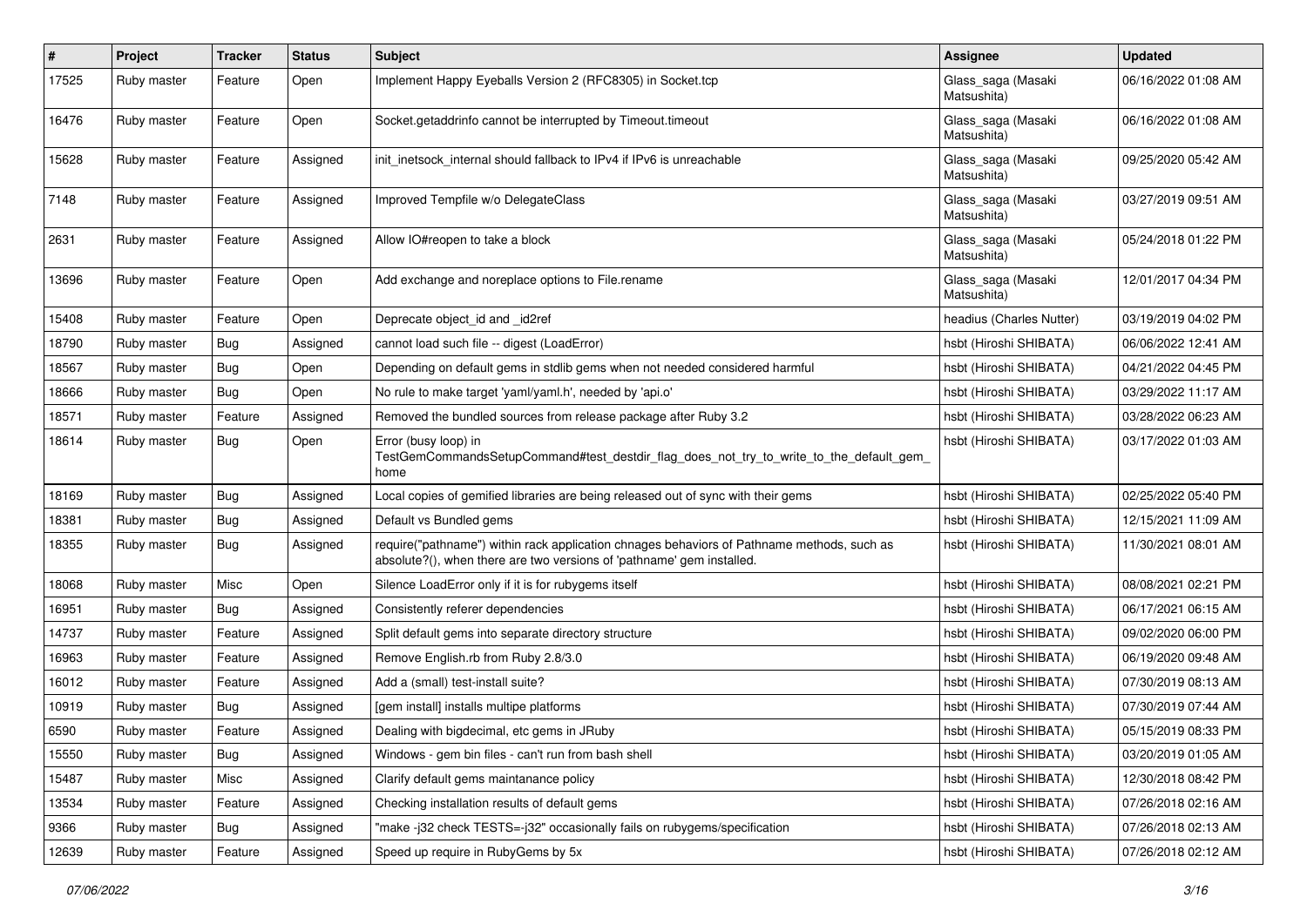| # | Project | Tracker | Status | Subject | Assignee | Updated |
|---|---|---|---|---|---|---|
| 17525 | Ruby master | Feature | Open | Implement Happy Eyeballs Version 2 (RFC8305) in Socket.tcp | Glass_saga (Masaki Matsushita) | 06/16/2022 01:08 AM |
| 16476 | Ruby master | Feature | Open | Socket.getaddrinfo cannot be interrupted by Timeout.timeout | Glass_saga (Masaki Matsushita) | 06/16/2022 01:08 AM |
| 15628 | Ruby master | Feature | Assigned | init_inetsock_internal should fallback to IPv4 if IPv6 is unreachable | Glass_saga (Masaki Matsushita) | 09/25/2020 05:42 AM |
| 7148 | Ruby master | Feature | Assigned | Improved Tempfile w/o DelegateClass | Glass_saga (Masaki Matsushita) | 03/27/2019 09:51 AM |
| 2631 | Ruby master | Feature | Assigned | Allow IO#reopen to take a block | Glass_saga (Masaki Matsushita) | 05/24/2018 01:22 PM |
| 13696 | Ruby master | Feature | Open | Add exchange and noreplace options to File.rename | Glass_saga (Masaki Matsushita) | 12/01/2017 04:34 PM |
| 15408 | Ruby master | Feature | Open | Deprecate object_id and _id2ref | headius (Charles Nutter) | 03/19/2019 04:02 PM |
| 18790 | Ruby master | Bug | Assigned | cannot load such file -- digest (LoadError) | hsbt (Hiroshi SHIBATA) | 06/06/2022 12:41 AM |
| 18567 | Ruby master | Bug | Open | Depending on default gems in stdlib gems when not needed considered harmful | hsbt (Hiroshi SHIBATA) | 04/21/2022 04:45 PM |
| 18666 | Ruby master | Bug | Open | No rule to make target 'yaml/yaml.h', needed by 'api.o' | hsbt (Hiroshi SHIBATA) | 03/29/2022 11:17 AM |
| 18571 | Ruby master | Feature | Assigned | Removed the bundled sources from release package after Ruby 3.2 | hsbt (Hiroshi SHIBATA) | 03/28/2022 06:23 AM |
| 18614 | Ruby master | Bug | Open | Error (busy loop) in TestGemCommandsSetupCommand#test_destdir_flag_does_not_try_to_write_to_the_default_gem_home | hsbt (Hiroshi SHIBATA) | 03/17/2022 01:03 AM |
| 18169 | Ruby master | Bug | Assigned | Local copies of gemified libraries are being released out of sync with their gems | hsbt (Hiroshi SHIBATA) | 02/25/2022 05:40 PM |
| 18381 | Ruby master | Bug | Assigned | Default vs Bundled gems | hsbt (Hiroshi SHIBATA) | 12/15/2021 11:09 AM |
| 18355 | Ruby master | Bug | Assigned | require("pathname") within rack application chnages behaviors of Pathname methods, such as absolute?(), when there are two versions of 'pathname' gem installed. | hsbt (Hiroshi SHIBATA) | 11/30/2021 08:01 AM |
| 18068 | Ruby master | Misc | Open | Silence LoadError only if it is for rubygems itself | hsbt (Hiroshi SHIBATA) | 08/08/2021 02:21 PM |
| 16951 | Ruby master | Bug | Assigned | Consistently referer dependencies | hsbt (Hiroshi SHIBATA) | 06/17/2021 06:15 AM |
| 14737 | Ruby master | Feature | Assigned | Split default gems into separate directory structure | hsbt (Hiroshi SHIBATA) | 09/02/2020 06:00 PM |
| 16963 | Ruby master | Feature | Assigned | Remove English.rb from Ruby 2.8/3.0 | hsbt (Hiroshi SHIBATA) | 06/19/2020 09:48 AM |
| 16012 | Ruby master | Feature | Assigned | Add a (small) test-install suite? | hsbt (Hiroshi SHIBATA) | 07/30/2019 08:13 AM |
| 10919 | Ruby master | Bug | Assigned | [gem install] installs multipe platforms | hsbt (Hiroshi SHIBATA) | 07/30/2019 07:44 AM |
| 6590 | Ruby master | Feature | Assigned | Dealing with bigdecimal, etc gems in JRuby | hsbt (Hiroshi SHIBATA) | 05/15/2019 08:33 PM |
| 15550 | Ruby master | Bug | Assigned | Windows - gem bin files - can't run from bash shell | hsbt (Hiroshi SHIBATA) | 03/20/2019 01:05 AM |
| 15487 | Ruby master | Misc | Assigned | Clarify default gems maintanance policy | hsbt (Hiroshi SHIBATA) | 12/30/2018 08:42 PM |
| 13534 | Ruby master | Feature | Assigned | Checking installation results of default gems | hsbt (Hiroshi SHIBATA) | 07/26/2018 02:16 AM |
| 9366 | Ruby master | Bug | Assigned | "make -j32 check TESTS=-j32" occasionally fails on rubygems/specification | hsbt (Hiroshi SHIBATA) | 07/26/2018 02:13 AM |
| 12639 | Ruby master | Feature | Assigned | Speed up require in RubyGems by 5x | hsbt (Hiroshi SHIBATA) | 07/26/2018 02:12 AM |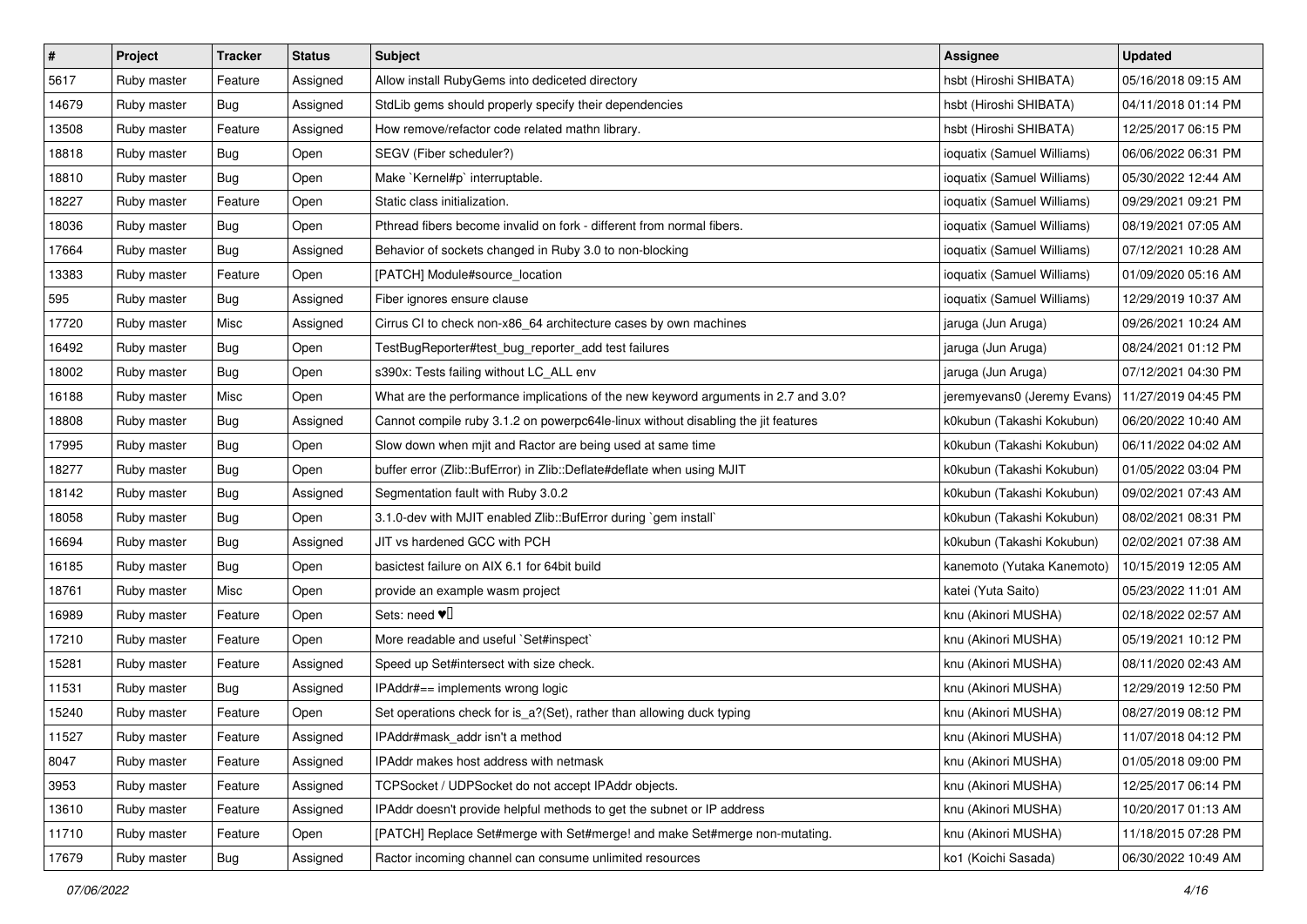| # | Project | Tracker | Status | Subject | Assignee | Updated |
|---|---|---|---|---|---|---|
| 5617 | Ruby master | Feature | Assigned | Allow install RubyGems into dediceted directory | hsbt (Hiroshi SHIBATA) | 05/16/2018 09:15 AM |
| 14679 | Ruby master | Bug | Assigned | StdLib gems should properly specify their dependencies | hsbt (Hiroshi SHIBATA) | 04/11/2018 01:14 PM |
| 13508 | Ruby master | Feature | Assigned | How remove/refactor code related mathn library. | hsbt (Hiroshi SHIBATA) | 12/25/2017 06:15 PM |
| 18818 | Ruby master | Bug | Open | SEGV (Fiber scheduler?) | ioquatix (Samuel Williams) | 06/06/2022 06:31 PM |
| 18810 | Ruby master | Bug | Open | Make `Kernel#p` interruptable. | ioquatix (Samuel Williams) | 05/30/2022 12:44 AM |
| 18227 | Ruby master | Feature | Open | Static class initialization. | ioquatix (Samuel Williams) | 09/29/2021 09:21 PM |
| 18036 | Ruby master | Bug | Open | Pthread fibers become invalid on fork - different from normal fibers. | ioquatix (Samuel Williams) | 08/19/2021 07:05 AM |
| 17664 | Ruby master | Bug | Assigned | Behavior of sockets changed in Ruby 3.0 to non-blocking | ioquatix (Samuel Williams) | 07/12/2021 10:28 AM |
| 13383 | Ruby master | Feature | Open | [PATCH] Module#source_location | ioquatix (Samuel Williams) | 01/09/2020 05:16 AM |
| 595 | Ruby master | Bug | Assigned | Fiber ignores ensure clause | ioquatix (Samuel Williams) | 12/29/2019 10:37 AM |
| 17720 | Ruby master | Misc | Assigned | Cirrus CI to check non-x86_64 architecture cases by own machines | jaruga (Jun Aruga) | 09/26/2021 10:24 AM |
| 16492 | Ruby master | Bug | Open | TestBugReporter#test_bug_reporter_add test failures | jaruga (Jun Aruga) | 08/24/2021 01:12 PM |
| 18002 | Ruby master | Bug | Open | s390x: Tests failing without LC_ALL env | jaruga (Jun Aruga) | 07/12/2021 04:30 PM |
| 16188 | Ruby master | Misc | Open | What are the performance implications of the new keyword arguments in 2.7 and 3.0? | jeremyevans0 (Jeremy Evans) | 11/27/2019 04:45 PM |
| 18808 | Ruby master | Bug | Assigned | Cannot compile ruby 3.1.2 on powerpc64le-linux without disabling the jit features | k0kubun (Takashi Kokubun) | 06/20/2022 10:40 AM |
| 17995 | Ruby master | Bug | Open | Slow down when mjit and Ractor are being used at same time | k0kubun (Takashi Kokubun) | 06/11/2022 04:02 AM |
| 18277 | Ruby master | Bug | Open | buffer error (Zlib::BufError) in Zlib::Deflate#deflate when using MJIT | k0kubun (Takashi Kokubun) | 01/05/2022 03:04 PM |
| 18142 | Ruby master | Bug | Assigned | Segmentation fault with Ruby 3.0.2 | k0kubun (Takashi Kokubun) | 09/02/2021 07:43 AM |
| 18058 | Ruby master | Bug | Open | 3.1.0-dev with MJIT enabled Zlib::BufError during `gem install` | k0kubun (Takashi Kokubun) | 08/02/2021 08:31 PM |
| 16694 | Ruby master | Bug | Assigned | JIT vs hardened GCC with PCH | k0kubun (Takashi Kokubun) | 02/02/2021 07:38 AM |
| 16185 | Ruby master | Bug | Open | basictest failure on AIX 6.1 for 64bit build | kanemoto (Yutaka Kanemoto) | 10/15/2019 12:05 AM |
| 18761 | Ruby master | Misc | Open | provide an example wasm project | katei (Yuta Saito) | 05/23/2022 11:01 AM |
| 16989 | Ruby master | Feature | Open | Sets: need ♥️ | knu (Akinori MUSHA) | 02/18/2022 02:57 AM |
| 17210 | Ruby master | Feature | Open | More readable and useful `Set#inspect` | knu (Akinori MUSHA) | 05/19/2021 10:12 PM |
| 15281 | Ruby master | Feature | Assigned | Speed up Set#intersect with size check. | knu (Akinori MUSHA) | 08/11/2020 02:43 AM |
| 11531 | Ruby master | Bug | Assigned | IPAddr#== implements wrong logic | knu (Akinori MUSHA) | 12/29/2019 12:50 PM |
| 15240 | Ruby master | Feature | Open | Set operations check for is_a?(Set), rather than allowing duck typing | knu (Akinori MUSHA) | 08/27/2019 08:12 PM |
| 11527 | Ruby master | Feature | Assigned | IPAddr#mask_addr isn't a method | knu (Akinori MUSHA) | 11/07/2018 04:12 PM |
| 8047 | Ruby master | Feature | Assigned | IPAddr makes host address with netmask | knu (Akinori MUSHA) | 01/05/2018 09:00 PM |
| 3953 | Ruby master | Feature | Assigned | TCPSocket / UDPSocket do not accept IPAddr objects. | knu (Akinori MUSHA) | 12/25/2017 06:14 PM |
| 13610 | Ruby master | Feature | Assigned | IPAddr doesn't provide helpful methods to get the subnet or IP address | knu (Akinori MUSHA) | 10/20/2017 01:13 AM |
| 11710 | Ruby master | Feature | Open | [PATCH] Replace Set#merge with Set#merge! and make Set#merge non-mutating. | knu (Akinori MUSHA) | 11/18/2015 07:28 PM |
| 17679 | Ruby master | Bug | Assigned | Ractor incoming channel can consume unlimited resources | ko1 (Koichi Sasada) | 06/30/2022 10:49 AM |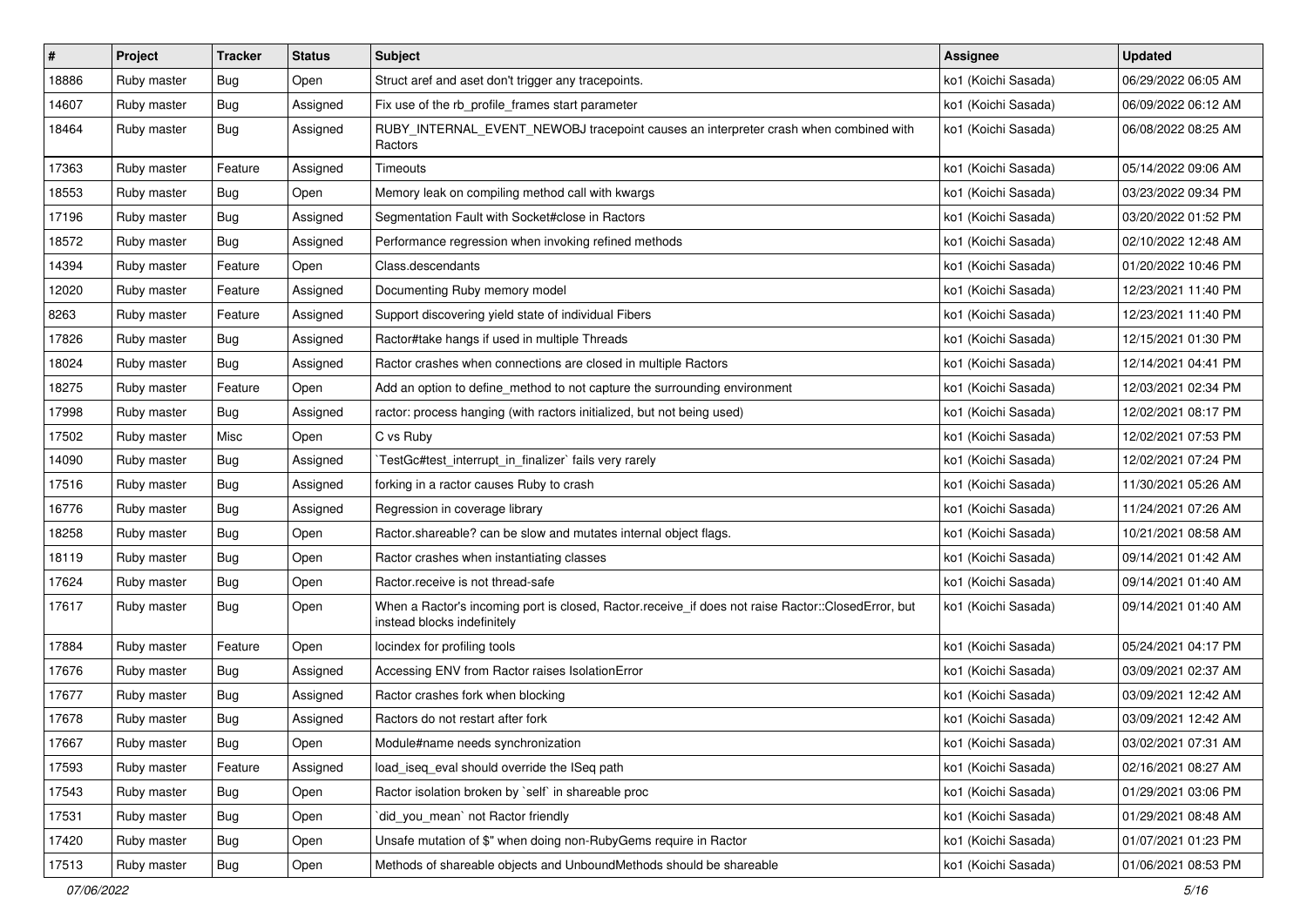| # | Project | Tracker | Status | Subject | Assignee | Updated |
| --- | --- | --- | --- | --- | --- | --- |
| 18886 | Ruby master | Bug | Open | Struct aref and aset don't trigger any tracepoints. | ko1 (Koichi Sasada) | 06/29/2022 06:05 AM |
| 14607 | Ruby master | Bug | Assigned | Fix use of the rb_profile_frames start parameter | ko1 (Koichi Sasada) | 06/09/2022 06:12 AM |
| 18464 | Ruby master | Bug | Assigned | RUBY_INTERNAL_EVENT_NEWOBJ tracepoint causes an interpreter crash when combined with Ractors | ko1 (Koichi Sasada) | 06/08/2022 08:25 AM |
| 17363 | Ruby master | Feature | Assigned | Timeouts | ko1 (Koichi Sasada) | 05/14/2022 09:06 AM |
| 18553 | Ruby master | Bug | Open | Memory leak on compiling method call with kwargs | ko1 (Koichi Sasada) | 03/23/2022 09:34 PM |
| 17196 | Ruby master | Bug | Assigned | Segmentation Fault with Socket#close in Ractors | ko1 (Koichi Sasada) | 03/20/2022 01:52 PM |
| 18572 | Ruby master | Bug | Assigned | Performance regression when invoking refined methods | ko1 (Koichi Sasada) | 02/10/2022 12:48 AM |
| 14394 | Ruby master | Feature | Open | Class.descendants | ko1 (Koichi Sasada) | 01/20/2022 10:46 PM |
| 12020 | Ruby master | Feature | Assigned | Documenting Ruby memory model | ko1 (Koichi Sasada) | 12/23/2021 11:40 PM |
| 8263 | Ruby master | Feature | Assigned | Support discovering yield state of individual Fibers | ko1 (Koichi Sasada) | 12/23/2021 11:40 PM |
| 17826 | Ruby master | Bug | Assigned | Ractor#take hangs if used in multiple Threads | ko1 (Koichi Sasada) | 12/15/2021 01:30 PM |
| 18024 | Ruby master | Bug | Assigned | Ractor crashes when connections are closed in multiple Ractors | ko1 (Koichi Sasada) | 12/14/2021 04:41 PM |
| 18275 | Ruby master | Feature | Open | Add an option to define_method to not capture the surrounding environment | ko1 (Koichi Sasada) | 12/03/2021 02:34 PM |
| 17998 | Ruby master | Bug | Assigned | ractor: process hanging (with ractors initialized, but not being used) | ko1 (Koichi Sasada) | 12/02/2021 08:17 PM |
| 17502 | Ruby master | Misc | Open | C vs Ruby | ko1 (Koichi Sasada) | 12/02/2021 07:53 PM |
| 14090 | Ruby master | Bug | Assigned | `TestGc#test_interrupt_in_finalizer` fails very rarely | ko1 (Koichi Sasada) | 12/02/2021 07:24 PM |
| 17516 | Ruby master | Bug | Assigned | forking in a ractor causes Ruby to crash | ko1 (Koichi Sasada) | 11/30/2021 05:26 AM |
| 16776 | Ruby master | Bug | Assigned | Regression in coverage library | ko1 (Koichi Sasada) | 11/24/2021 07:26 AM |
| 18258 | Ruby master | Bug | Open | Ractor.shareable? can be slow and mutates internal object flags. | ko1 (Koichi Sasada) | 10/21/2021 08:58 AM |
| 18119 | Ruby master | Bug | Open | Ractor crashes when instantiating classes | ko1 (Koichi Sasada) | 09/14/2021 01:42 AM |
| 17624 | Ruby master | Bug | Open | Ractor.receive is not thread-safe | ko1 (Koichi Sasada) | 09/14/2021 01:40 AM |
| 17617 | Ruby master | Bug | Open | When a Ractor's incoming port is closed, Ractor.receive_if does not raise Ractor::ClosedError, but instead blocks indefinitely | ko1 (Koichi Sasada) | 09/14/2021 01:40 AM |
| 17884 | Ruby master | Feature | Open | locindex for profiling tools | ko1 (Koichi Sasada) | 05/24/2021 04:17 PM |
| 17676 | Ruby master | Bug | Assigned | Accessing ENV from Ractor raises IsolationError | ko1 (Koichi Sasada) | 03/09/2021 02:37 AM |
| 17677 | Ruby master | Bug | Assigned | Ractor crashes fork when blocking | ko1 (Koichi Sasada) | 03/09/2021 12:42 AM |
| 17678 | Ruby master | Bug | Assigned | Ractors do not restart after fork | ko1 (Koichi Sasada) | 03/09/2021 12:42 AM |
| 17667 | Ruby master | Bug | Open | Module#name needs synchronization | ko1 (Koichi Sasada) | 03/02/2021 07:31 AM |
| 17593 | Ruby master | Feature | Assigned | load_iseq_eval should override the ISeq path | ko1 (Koichi Sasada) | 02/16/2021 08:27 AM |
| 17543 | Ruby master | Bug | Open | Ractor isolation broken by `self` in shareable proc | ko1 (Koichi Sasada) | 01/29/2021 03:06 PM |
| 17531 | Ruby master | Bug | Open | `did_you_mean` not Ractor friendly | ko1 (Koichi Sasada) | 01/29/2021 08:48 AM |
| 17420 | Ruby master | Bug | Open | Unsafe mutation of $" when doing non-RubyGems require in Ractor | ko1 (Koichi Sasada) | 01/07/2021 01:23 PM |
| 17513 | Ruby master | Bug | Open | Methods of shareable objects and UnboundMethods should be shareable | ko1 (Koichi Sasada) | 01/06/2021 08:53 PM |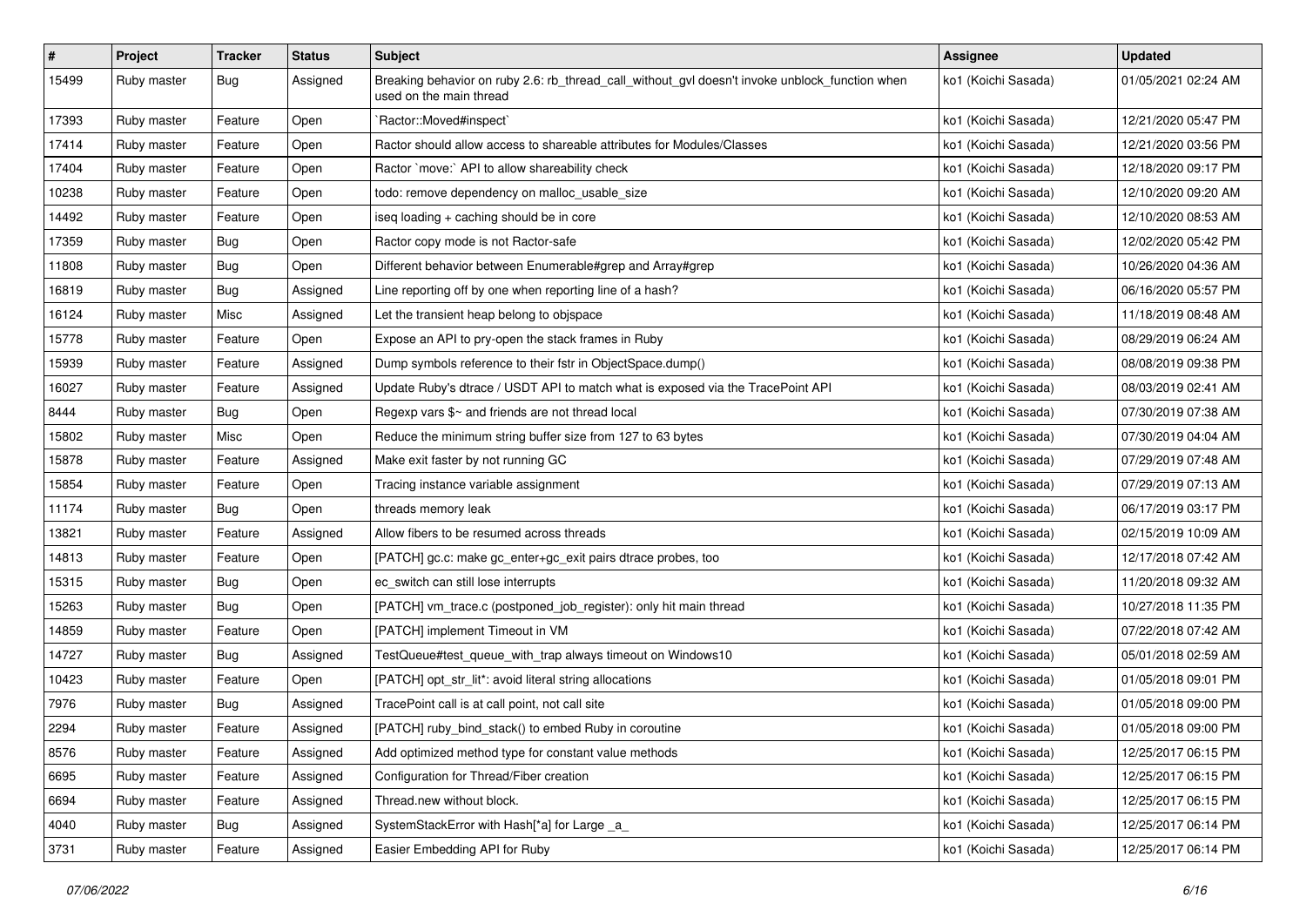| # | Project | Tracker | Status | Subject | Assignee | Updated |
|---|---|---|---|---|---|---|
| 15499 | Ruby master | Bug | Assigned | Breaking behavior on ruby 2.6: rb_thread_call_without_gvl doesn't invoke unblock_function when used on the main thread | ko1 (Koichi Sasada) | 01/05/2021 02:24 AM |
| 17393 | Ruby master | Feature | Open | `Ractor::Moved#inspect` | ko1 (Koichi Sasada) | 12/21/2020 05:47 PM |
| 17414 | Ruby master | Feature | Open | Ractor should allow access to shareable attributes for Modules/Classes | ko1 (Koichi Sasada) | 12/21/2020 03:56 PM |
| 17404 | Ruby master | Feature | Open | Ractor `move:` API to allow shareability check | ko1 (Koichi Sasada) | 12/18/2020 09:17 PM |
| 10238 | Ruby master | Feature | Open | todo: remove dependency on malloc_usable_size | ko1 (Koichi Sasada) | 12/10/2020 09:20 AM |
| 14492 | Ruby master | Feature | Open | iseq loading + caching should be in core | ko1 (Koichi Sasada) | 12/10/2020 08:53 AM |
| 17359 | Ruby master | Bug | Open | Ractor copy mode is not Ractor-safe | ko1 (Koichi Sasada) | 12/02/2020 05:42 PM |
| 11808 | Ruby master | Bug | Open | Different behavior between Enumerable#grep and Array#grep | ko1 (Koichi Sasada) | 10/26/2020 04:36 AM |
| 16819 | Ruby master | Bug | Assigned | Line reporting off by one when reporting line of a hash? | ko1 (Koichi Sasada) | 06/16/2020 05:57 PM |
| 16124 | Ruby master | Misc | Assigned | Let the transient heap belong to objspace | ko1 (Koichi Sasada) | 11/18/2019 08:48 AM |
| 15778 | Ruby master | Feature | Open | Expose an API to pry-open the stack frames in Ruby | ko1 (Koichi Sasada) | 08/29/2019 06:24 AM |
| 15939 | Ruby master | Feature | Assigned | Dump symbols reference to their fstr in ObjectSpace.dump() | ko1 (Koichi Sasada) | 08/08/2019 09:38 PM |
| 16027 | Ruby master | Feature | Assigned | Update Ruby's dtrace / USDT API to match what is exposed via the TracePoint API | ko1 (Koichi Sasada) | 08/03/2019 02:41 AM |
| 8444 | Ruby master | Bug | Open | Regexp vars $~ and friends are not thread local | ko1 (Koichi Sasada) | 07/30/2019 07:38 AM |
| 15802 | Ruby master | Misc | Open | Reduce the minimum string buffer size from 127 to 63 bytes | ko1 (Koichi Sasada) | 07/30/2019 04:04 AM |
| 15878 | Ruby master | Feature | Assigned | Make exit faster by not running GC | ko1 (Koichi Sasada) | 07/29/2019 07:48 AM |
| 15854 | Ruby master | Feature | Open | Tracing instance variable assignment | ko1 (Koichi Sasada) | 07/29/2019 07:13 AM |
| 11174 | Ruby master | Bug | Open | threads memory leak | ko1 (Koichi Sasada) | 06/17/2019 03:17 PM |
| 13821 | Ruby master | Feature | Assigned | Allow fibers to be resumed across threads | ko1 (Koichi Sasada) | 02/15/2019 10:09 AM |
| 14813 | Ruby master | Feature | Open | [PATCH] gc.c: make gc_enter+gc_exit pairs dtrace probes, too | ko1 (Koichi Sasada) | 12/17/2018 07:42 AM |
| 15315 | Ruby master | Bug | Open | ec_switch can still lose interrupts | ko1 (Koichi Sasada) | 11/20/2018 09:32 AM |
| 15263 | Ruby master | Bug | Open | [PATCH] vm_trace.c (postponed_job_register): only hit main thread | ko1 (Koichi Sasada) | 10/27/2018 11:35 PM |
| 14859 | Ruby master | Feature | Open | [PATCH] implement Timeout in VM | ko1 (Koichi Sasada) | 07/22/2018 07:42 AM |
| 14727 | Ruby master | Bug | Assigned | TestQueue#test_queue_with_trap always timeout on Windows10 | ko1 (Koichi Sasada) | 05/01/2018 02:59 AM |
| 10423 | Ruby master | Feature | Open | [PATCH] opt_str_lit*: avoid literal string allocations | ko1 (Koichi Sasada) | 01/05/2018 09:01 PM |
| 7976 | Ruby master | Bug | Assigned | TracePoint call is at call point, not call site | ko1 (Koichi Sasada) | 01/05/2018 09:00 PM |
| 2294 | Ruby master | Feature | Assigned | [PATCH] ruby_bind_stack() to embed Ruby in coroutine | ko1 (Koichi Sasada) | 01/05/2018 09:00 PM |
| 8576 | Ruby master | Feature | Assigned | Add optimized method type for constant value methods | ko1 (Koichi Sasada) | 12/25/2017 06:15 PM |
| 6695 | Ruby master | Feature | Assigned | Configuration for Thread/Fiber creation | ko1 (Koichi Sasada) | 12/25/2017 06:15 PM |
| 6694 | Ruby master | Feature | Assigned | Thread.new without block. | ko1 (Koichi Sasada) | 12/25/2017 06:15 PM |
| 4040 | Ruby master | Bug | Assigned | SystemStackError with Hash[*a] for Large _a_ | ko1 (Koichi Sasada) | 12/25/2017 06:14 PM |
| 3731 | Ruby master | Feature | Assigned | Easier Embedding API for Ruby | ko1 (Koichi Sasada) | 12/25/2017 06:14 PM |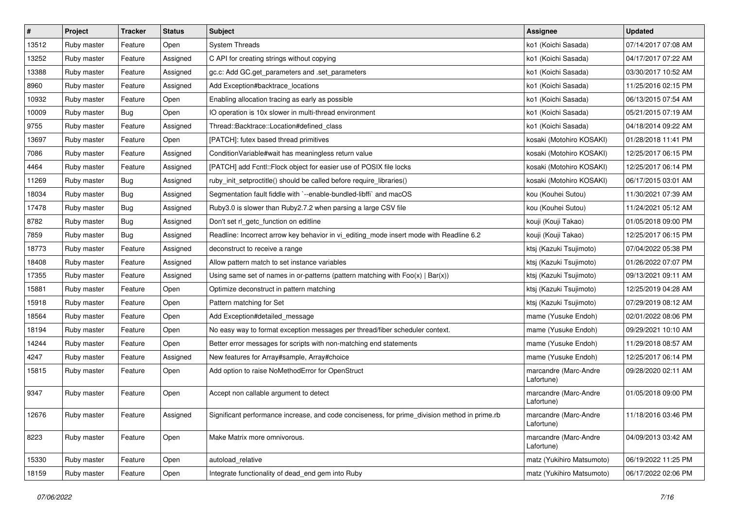| # | Project | Tracker | Status | Subject | Assignee | Updated |
|---|---|---|---|---|---|---|
| 13512 | Ruby master | Feature | Open | System Threads | ko1 (Koichi Sasada) | 07/14/2017 07:08 AM |
| 13252 | Ruby master | Feature | Assigned | C API for creating strings without copying | ko1 (Koichi Sasada) | 04/17/2017 07:22 AM |
| 13388 | Ruby master | Feature | Assigned | gc.c: Add GC.get_parameters and .set_parameters | ko1 (Koichi Sasada) | 03/30/2017 10:52 AM |
| 8960 | Ruby master | Feature | Assigned | Add Exception#backtrace_locations | ko1 (Koichi Sasada) | 11/25/2016 02:15 PM |
| 10932 | Ruby master | Feature | Open | Enabling allocation tracing as early as possible | ko1 (Koichi Sasada) | 06/13/2015 07:54 AM |
| 10009 | Ruby master | Bug | Open | IO operation is 10x slower in multi-thread environment | ko1 (Koichi Sasada) | 05/21/2015 07:19 AM |
| 9755 | Ruby master | Feature | Assigned | Thread::Backtrace::Location#defined_class | ko1 (Koichi Sasada) | 04/18/2014 09:22 AM |
| 13697 | Ruby master | Feature | Open | [PATCH]: futex based thread primitives | kosaki (Motohiro KOSAKI) | 01/28/2018 11:41 PM |
| 7086 | Ruby master | Feature | Assigned | ConditionVariable#wait has meaningless return value | kosaki (Motohiro KOSAKI) | 12/25/2017 06:15 PM |
| 4464 | Ruby master | Feature | Assigned | [PATCH] add Fcntl::Flock object for easier use of POSIX file locks | kosaki (Motohiro KOSAKI) | 12/25/2017 06:14 PM |
| 11269 | Ruby master | Bug | Assigned | ruby_init_setproctitle() should be called before require_libraries() | kosaki (Motohiro KOSAKI) | 06/17/2015 03:01 AM |
| 18034 | Ruby master | Bug | Assigned | Segmentation fault fiddle with `--enable-bundled-libffi` and macOS | kou (Kouhei Sutou) | 11/30/2021 07:39 AM |
| 17478 | Ruby master | Bug | Assigned | Ruby3.0 is slower than Ruby2.7.2 when parsing a large CSV file | kou (Kouhei Sutou) | 11/24/2021 05:12 AM |
| 8782 | Ruby master | Bug | Assigned | Don't set rl_getc_function on editline | kouji (Kouji Takao) | 01/05/2018 09:00 PM |
| 7859 | Ruby master | Bug | Assigned | Readline: Incorrect arrow key behavior in vi_editing_mode insert mode with Readline 6.2 | kouji (Kouji Takao) | 12/25/2017 06:15 PM |
| 18773 | Ruby master | Feature | Assigned | deconstruct to receive a range | ktsj (Kazuki Tsujimoto) | 07/04/2022 05:38 PM |
| 18408 | Ruby master | Feature | Assigned | Allow pattern match to set instance variables | ktsj (Kazuki Tsujimoto) | 01/26/2022 07:07 PM |
| 17355 | Ruby master | Feature | Assigned | Using same set of names in or-patterns (pattern matching with Foo(x) \| Bar(x)) | ktsj (Kazuki Tsujimoto) | 09/13/2021 09:11 AM |
| 15881 | Ruby master | Feature | Open | Optimize deconstruct in pattern matching | ktsj (Kazuki Tsujimoto) | 12/25/2019 04:28 AM |
| 15918 | Ruby master | Feature | Open | Pattern matching for Set | ktsj (Kazuki Tsujimoto) | 07/29/2019 08:12 AM |
| 18564 | Ruby master | Feature | Open | Add Exception#detailed_message | mame (Yusuke Endoh) | 02/01/2022 08:06 PM |
| 18194 | Ruby master | Feature | Open | No easy way to format exception messages per thread/fiber scheduler context. | mame (Yusuke Endoh) | 09/29/2021 10:10 AM |
| 14244 | Ruby master | Feature | Open | Better error messages for scripts with non-matching end statements | mame (Yusuke Endoh) | 11/29/2018 08:57 AM |
| 4247 | Ruby master | Feature | Assigned | New features for Array#sample, Array#choice | mame (Yusuke Endoh) | 12/25/2017 06:14 PM |
| 15815 | Ruby master | Feature | Open | Add option to raise NoMethodError for OpenStruct | marcandre (Marc-Andre Lafortune) | 09/28/2020 02:11 AM |
| 9347 | Ruby master | Feature | Open | Accept non callable argument to detect | marcandre (Marc-Andre Lafortune) | 01/05/2018 09:00 PM |
| 12676 | Ruby master | Feature | Assigned | Significant performance increase, and code conciseness, for prime_division method in prime.rb | marcandre (Marc-Andre Lafortune) | 11/18/2016 03:46 PM |
| 8223 | Ruby master | Feature | Open | Make Matrix more omnivorous. | marcandre (Marc-Andre Lafortune) | 04/09/2013 03:42 AM |
| 15330 | Ruby master | Feature | Open | autoload_relative | matz (Yukihiro Matsumoto) | 06/19/2022 11:25 PM |
| 18159 | Ruby master | Feature | Open | Integrate functionality of dead_end gem into Ruby | matz (Yukihiro Matsumoto) | 06/17/2022 02:06 PM |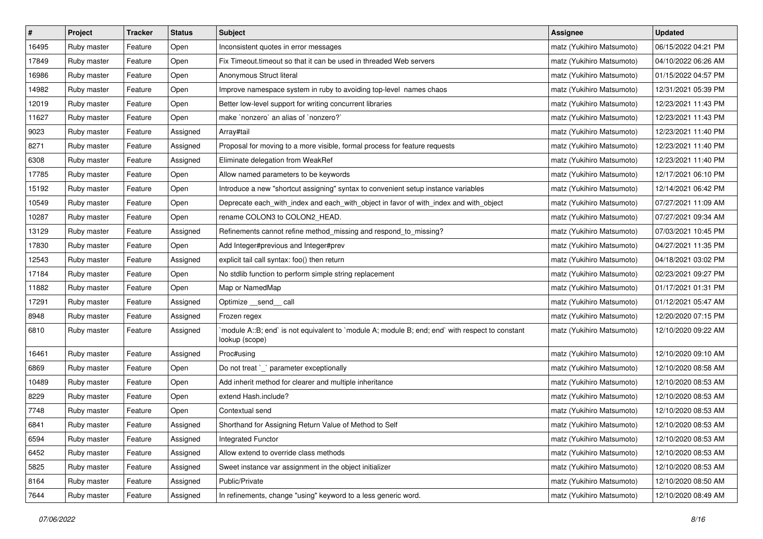| # | Project | Tracker | Status | Subject | Assignee | Updated |
|---|---|---|---|---|---|---|
| 16495 | Ruby master | Feature | Open | Inconsistent quotes in error messages | matz (Yukihiro Matsumoto) | 06/15/2022 04:21 PM |
| 17849 | Ruby master | Feature | Open | Fix Timeout.timeout so that it can be used in threaded Web servers | matz (Yukihiro Matsumoto) | 04/10/2022 06:26 AM |
| 16986 | Ruby master | Feature | Open | Anonymous Struct literal | matz (Yukihiro Matsumoto) | 01/15/2022 04:57 PM |
| 14982 | Ruby master | Feature | Open | Improve namespace system in ruby to avoiding top-level names chaos | matz (Yukihiro Matsumoto) | 12/31/2021 05:39 PM |
| 12019 | Ruby master | Feature | Open | Better low-level support for writing concurrent libraries | matz (Yukihiro Matsumoto) | 12/23/2021 11:43 PM |
| 11627 | Ruby master | Feature | Open | make `nonzero` an alias of `nonzero?` | matz (Yukihiro Matsumoto) | 12/23/2021 11:43 PM |
| 9023 | Ruby master | Feature | Assigned | Array#tail | matz (Yukihiro Matsumoto) | 12/23/2021 11:40 PM |
| 8271 | Ruby master | Feature | Assigned | Proposal for moving to a more visible, formal process for feature requests | matz (Yukihiro Matsumoto) | 12/23/2021 11:40 PM |
| 6308 | Ruby master | Feature | Assigned | Eliminate delegation from WeakRef | matz (Yukihiro Matsumoto) | 12/23/2021 11:40 PM |
| 17785 | Ruby master | Feature | Open | Allow named parameters to be keywords | matz (Yukihiro Matsumoto) | 12/17/2021 06:10 PM |
| 15192 | Ruby master | Feature | Open | Introduce a new "shortcut assigning" syntax to convenient setup instance variables | matz (Yukihiro Matsumoto) | 12/14/2021 06:42 PM |
| 10549 | Ruby master | Feature | Open | Deprecate each_with_index and each_with_object in favor of with_index and with_object | matz (Yukihiro Matsumoto) | 07/27/2021 11:09 AM |
| 10287 | Ruby master | Feature | Open | rename COLON3 to COLON2_HEAD. | matz (Yukihiro Matsumoto) | 07/27/2021 09:34 AM |
| 13129 | Ruby master | Feature | Assigned | Refinements cannot refine method_missing and respond_to_missing? | matz (Yukihiro Matsumoto) | 07/03/2021 10:45 PM |
| 17830 | Ruby master | Feature | Open | Add Integer#previous and Integer#prev | matz (Yukihiro Matsumoto) | 04/27/2021 11:35 PM |
| 12543 | Ruby master | Feature | Assigned | explicit tail call syntax: foo() then return | matz (Yukihiro Matsumoto) | 04/18/2021 03:02 PM |
| 17184 | Ruby master | Feature | Open | No stdlib function to perform simple string replacement | matz (Yukihiro Matsumoto) | 02/23/2021 09:27 PM |
| 11882 | Ruby master | Feature | Open | Map or NamedMap | matz (Yukihiro Matsumoto) | 01/17/2021 01:31 PM |
| 17291 | Ruby master | Feature | Assigned | Optimize __send__ call | matz (Yukihiro Matsumoto) | 01/12/2021 05:47 AM |
| 8948 | Ruby master | Feature | Assigned | Frozen regex | matz (Yukihiro Matsumoto) | 12/20/2020 07:15 PM |
| 6810 | Ruby master | Feature | Assigned | `module A::B; end` is not equivalent to `module A; module B; end; end` with respect to constant lookup (scope) | matz (Yukihiro Matsumoto) | 12/10/2020 09:22 AM |
| 16461 | Ruby master | Feature | Assigned | Proc#using | matz (Yukihiro Matsumoto) | 12/10/2020 09:10 AM |
| 6869 | Ruby master | Feature | Open | Do not treat `_` parameter exceptionally | matz (Yukihiro Matsumoto) | 12/10/2020 08:58 AM |
| 10489 | Ruby master | Feature | Open | Add inherit method for clearer and multiple inheritance | matz (Yukihiro Matsumoto) | 12/10/2020 08:53 AM |
| 8229 | Ruby master | Feature | Open | extend Hash.include? | matz (Yukihiro Matsumoto) | 12/10/2020 08:53 AM |
| 7748 | Ruby master | Feature | Open | Contextual send | matz (Yukihiro Matsumoto) | 12/10/2020 08:53 AM |
| 6841 | Ruby master | Feature | Assigned | Shorthand for Assigning Return Value of Method to Self | matz (Yukihiro Matsumoto) | 12/10/2020 08:53 AM |
| 6594 | Ruby master | Feature | Assigned | Integrated Functor | matz (Yukihiro Matsumoto) | 12/10/2020 08:53 AM |
| 6452 | Ruby master | Feature | Assigned | Allow extend to override class methods | matz (Yukihiro Matsumoto) | 12/10/2020 08:53 AM |
| 5825 | Ruby master | Feature | Assigned | Sweet instance var assignment in the object initializer | matz (Yukihiro Matsumoto) | 12/10/2020 08:53 AM |
| 8164 | Ruby master | Feature | Assigned | Public/Private | matz (Yukihiro Matsumoto) | 12/10/2020 08:50 AM |
| 7644 | Ruby master | Feature | Assigned | In refinements, change "using" keyword to a less generic word. | matz (Yukihiro Matsumoto) | 12/10/2020 08:49 AM |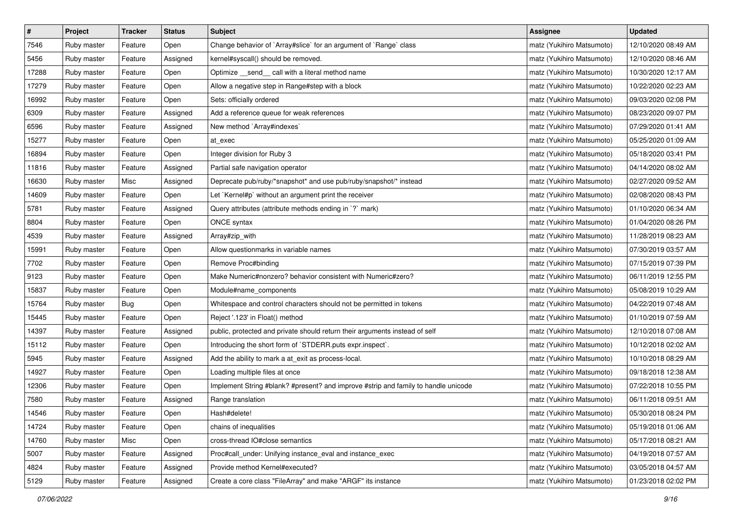| # | Project | Tracker | Status | Subject | Assignee | Updated |
|---|---|---|---|---|---|---|
| 7546 | Ruby master | Feature | Open | Change behavior of `Array#slice` for an argument of `Range` class | matz (Yukihiro Matsumoto) | 12/10/2020 08:49 AM |
| 5456 | Ruby master | Feature | Assigned | kernel#syscall() should be removed. | matz (Yukihiro Matsumoto) | 12/10/2020 08:46 AM |
| 17288 | Ruby master | Feature | Open | Optimize __send__ call with a literal method name | matz (Yukihiro Matsumoto) | 10/30/2020 12:17 AM |
| 17279 | Ruby master | Feature | Open | Allow a negative step in Range#step with a block | matz (Yukihiro Matsumoto) | 10/22/2020 02:23 AM |
| 16992 | Ruby master | Feature | Open | Sets: officially ordered | matz (Yukihiro Matsumoto) | 09/03/2020 02:08 PM |
| 6309 | Ruby master | Feature | Assigned | Add a reference queue for weak references | matz (Yukihiro Matsumoto) | 08/23/2020 09:07 PM |
| 6596 | Ruby master | Feature | Assigned | New method `Array#indexes` | matz (Yukihiro Matsumoto) | 07/29/2020 01:41 AM |
| 15277 | Ruby master | Feature | Open | at_exec | matz (Yukihiro Matsumoto) | 05/25/2020 01:09 AM |
| 16894 | Ruby master | Feature | Open | Integer division for Ruby 3 | matz (Yukihiro Matsumoto) | 05/18/2020 03:41 PM |
| 11816 | Ruby master | Feature | Assigned | Partial safe navigation operator | matz (Yukihiro Matsumoto) | 04/14/2020 08:02 AM |
| 16630 | Ruby master | Misc | Assigned | Deprecate pub/ruby/*snapshot* and use pub/ruby/snapshot/* instead | matz (Yukihiro Matsumoto) | 02/27/2020 09:52 AM |
| 14609 | Ruby master | Feature | Open | Let `Kernel#p` without an argument print the receiver | matz (Yukihiro Matsumoto) | 02/08/2020 08:43 PM |
| 5781 | Ruby master | Feature | Assigned | Query attributes (attribute methods ending in `?` mark) | matz (Yukihiro Matsumoto) | 01/10/2020 06:34 AM |
| 8804 | Ruby master | Feature | Open | ONCE syntax | matz (Yukihiro Matsumoto) | 01/04/2020 08:26 PM |
| 4539 | Ruby master | Feature | Assigned | Array#zip_with | matz (Yukihiro Matsumoto) | 11/28/2019 08:23 AM |
| 15991 | Ruby master | Feature | Open | Allow questionmarks in variable names | matz (Yukihiro Matsumoto) | 07/30/2019 03:57 AM |
| 7702 | Ruby master | Feature | Open | Remove Proc#binding | matz (Yukihiro Matsumoto) | 07/15/2019 07:39 PM |
| 9123 | Ruby master | Feature | Open | Make Numeric#nonzero? behavior consistent with Numeric#zero? | matz (Yukihiro Matsumoto) | 06/11/2019 12:55 PM |
| 15837 | Ruby master | Feature | Open | Module#name_components | matz (Yukihiro Matsumoto) | 05/08/2019 10:29 AM |
| 15764 | Ruby master | Bug | Open | Whitespace and control characters should not be permitted in tokens | matz (Yukihiro Matsumoto) | 04/22/2019 07:48 AM |
| 15445 | Ruby master | Feature | Open | Reject '.123' in Float() method | matz (Yukihiro Matsumoto) | 01/10/2019 07:59 AM |
| 14397 | Ruby master | Feature | Assigned | public, protected and private should return their arguments instead of self | matz (Yukihiro Matsumoto) | 12/10/2018 07:08 AM |
| 15112 | Ruby master | Feature | Open | Introducing the short form of `STDERR.puts expr.inspect`. | matz (Yukihiro Matsumoto) | 10/12/2018 02:02 AM |
| 5945 | Ruby master | Feature | Assigned | Add the ability to mark a at_exit as process-local. | matz (Yukihiro Matsumoto) | 10/10/2018 08:29 AM |
| 14927 | Ruby master | Feature | Open | Loading multiple files at once | matz (Yukihiro Matsumoto) | 09/18/2018 12:38 AM |
| 12306 | Ruby master | Feature | Open | Implement String #blank? #present? and improve #strip and family to handle unicode | matz (Yukihiro Matsumoto) | 07/22/2018 10:55 PM |
| 7580 | Ruby master | Feature | Assigned | Range translation | matz (Yukihiro Matsumoto) | 06/11/2018 09:51 AM |
| 14546 | Ruby master | Feature | Open | Hash#delete! | matz (Yukihiro Matsumoto) | 05/30/2018 08:24 PM |
| 14724 | Ruby master | Feature | Open | chains of inequalities | matz (Yukihiro Matsumoto) | 05/19/2018 01:06 AM |
| 14760 | Ruby master | Misc | Open | cross-thread IO#close semantics | matz (Yukihiro Matsumoto) | 05/17/2018 08:21 AM |
| 5007 | Ruby master | Feature | Assigned | Proc#call_under: Unifying instance_eval and instance_exec | matz (Yukihiro Matsumoto) | 04/19/2018 07:57 AM |
| 4824 | Ruby master | Feature | Assigned | Provide method Kernel#executed? | matz (Yukihiro Matsumoto) | 03/05/2018 04:57 AM |
| 5129 | Ruby master | Feature | Assigned | Create a core class "FileArray" and make "ARGF" its instance | matz (Yukihiro Matsumoto) | 01/23/2018 02:02 PM |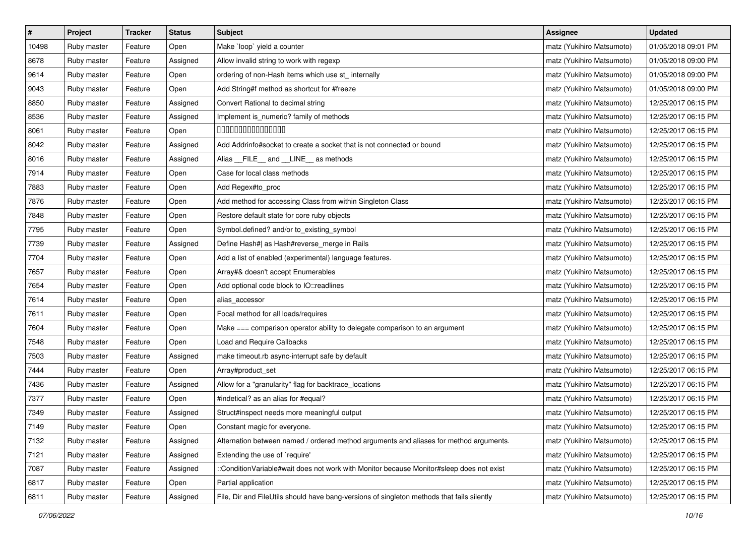| # | Project | Tracker | Status | Subject | Assignee | Updated |
|---|---|---|---|---|---|---|
| 10498 | Ruby master | Feature | Open | Make `loop` yield a counter | matz (Yukihiro Matsumoto) | 01/05/2018 09:01 PM |
| 8678 | Ruby master | Feature | Assigned | Allow invalid string to work with regexp | matz (Yukihiro Matsumoto) | 01/05/2018 09:00 PM |
| 9614 | Ruby master | Feature | Open | ordering of non-Hash items which use st_ internally | matz (Yukihiro Matsumoto) | 01/05/2018 09:00 PM |
| 9043 | Ruby master | Feature | Open | Add String#f method as shortcut for #freeze | matz (Yukihiro Matsumoto) | 01/05/2018 09:00 PM |
| 8850 | Ruby master | Feature | Assigned | Convert Rational to decimal string | matz (Yukihiro Matsumoto) | 12/25/2017 06:15 PM |
| 8536 | Ruby master | Feature | Assigned | Implement is_numeric? family of methods | matz (Yukihiro Matsumoto) | 12/25/2017 06:15 PM |
| 8061 | Ruby master | Feature | Open | ���������������� | matz (Yukihiro Matsumoto) | 12/25/2017 06:15 PM |
| 8042 | Ruby master | Feature | Assigned | Add Addrinfo#socket to create a socket that is not connected or bound | matz (Yukihiro Matsumoto) | 12/25/2017 06:15 PM |
| 8016 | Ruby master | Feature | Assigned | Alias __FILE__ and __LINE__ as methods | matz (Yukihiro Matsumoto) | 12/25/2017 06:15 PM |
| 7914 | Ruby master | Feature | Open | Case for local class methods | matz (Yukihiro Matsumoto) | 12/25/2017 06:15 PM |
| 7883 | Ruby master | Feature | Open | Add Regex#to_proc | matz (Yukihiro Matsumoto) | 12/25/2017 06:15 PM |
| 7876 | Ruby master | Feature | Open | Add method for accessing Class from within Singleton Class | matz (Yukihiro Matsumoto) | 12/25/2017 06:15 PM |
| 7848 | Ruby master | Feature | Open | Restore default state for core ruby objects | matz (Yukihiro Matsumoto) | 12/25/2017 06:15 PM |
| 7795 | Ruby master | Feature | Open | Symbol.defined? and/or to_existing_symbol | matz (Yukihiro Matsumoto) | 12/25/2017 06:15 PM |
| 7739 | Ruby master | Feature | Assigned | Define Hash#\| as Hash#reverse_merge in Rails | matz (Yukihiro Matsumoto) | 12/25/2017 06:15 PM |
| 7704 | Ruby master | Feature | Open | Add a list of enabled (experimental) language features. | matz (Yukihiro Matsumoto) | 12/25/2017 06:15 PM |
| 7657 | Ruby master | Feature | Open | Array#& doesn't accept Enumerables | matz (Yukihiro Matsumoto) | 12/25/2017 06:15 PM |
| 7654 | Ruby master | Feature | Open | Add optional code block to IO::readlines | matz (Yukihiro Matsumoto) | 12/25/2017 06:15 PM |
| 7614 | Ruby master | Feature | Open | alias_accessor | matz (Yukihiro Matsumoto) | 12/25/2017 06:15 PM |
| 7611 | Ruby master | Feature | Open | Focal method for all loads/requires | matz (Yukihiro Matsumoto) | 12/25/2017 06:15 PM |
| 7604 | Ruby master | Feature | Open | Make === comparison operator ability to delegate comparison to an argument | matz (Yukihiro Matsumoto) | 12/25/2017 06:15 PM |
| 7548 | Ruby master | Feature | Open | Load and Require Callbacks | matz (Yukihiro Matsumoto) | 12/25/2017 06:15 PM |
| 7503 | Ruby master | Feature | Assigned | make timeout.rb async-interrupt safe by default | matz (Yukihiro Matsumoto) | 12/25/2017 06:15 PM |
| 7444 | Ruby master | Feature | Open | Array#product_set | matz (Yukihiro Matsumoto) | 12/25/2017 06:15 PM |
| 7436 | Ruby master | Feature | Assigned | Allow for a "granularity" flag for backtrace_locations | matz (Yukihiro Matsumoto) | 12/25/2017 06:15 PM |
| 7377 | Ruby master | Feature | Open | #indetical? as an alias for #equal? | matz (Yukihiro Matsumoto) | 12/25/2017 06:15 PM |
| 7349 | Ruby master | Feature | Assigned | Struct#inspect needs more meaningful output | matz (Yukihiro Matsumoto) | 12/25/2017 06:15 PM |
| 7149 | Ruby master | Feature | Open | Constant magic for everyone. | matz (Yukihiro Matsumoto) | 12/25/2017 06:15 PM |
| 7132 | Ruby master | Feature | Assigned | Alternation between named / ordered method arguments and aliases for method arguments. | matz (Yukihiro Matsumoto) | 12/25/2017 06:15 PM |
| 7121 | Ruby master | Feature | Assigned | Extending the use of `require' | matz (Yukihiro Matsumoto) | 12/25/2017 06:15 PM |
| 7087 | Ruby master | Feature | Assigned | ::ConditionVariable#wait does not work with Monitor because Monitor#sleep does not exist | matz (Yukihiro Matsumoto) | 12/25/2017 06:15 PM |
| 6817 | Ruby master | Feature | Open | Partial application | matz (Yukihiro Matsumoto) | 12/25/2017 06:15 PM |
| 6811 | Ruby master | Feature | Assigned | File, Dir and FileUtils should have bang-versions of singleton methods that fails silently | matz (Yukihiro Matsumoto) | 12/25/2017 06:15 PM |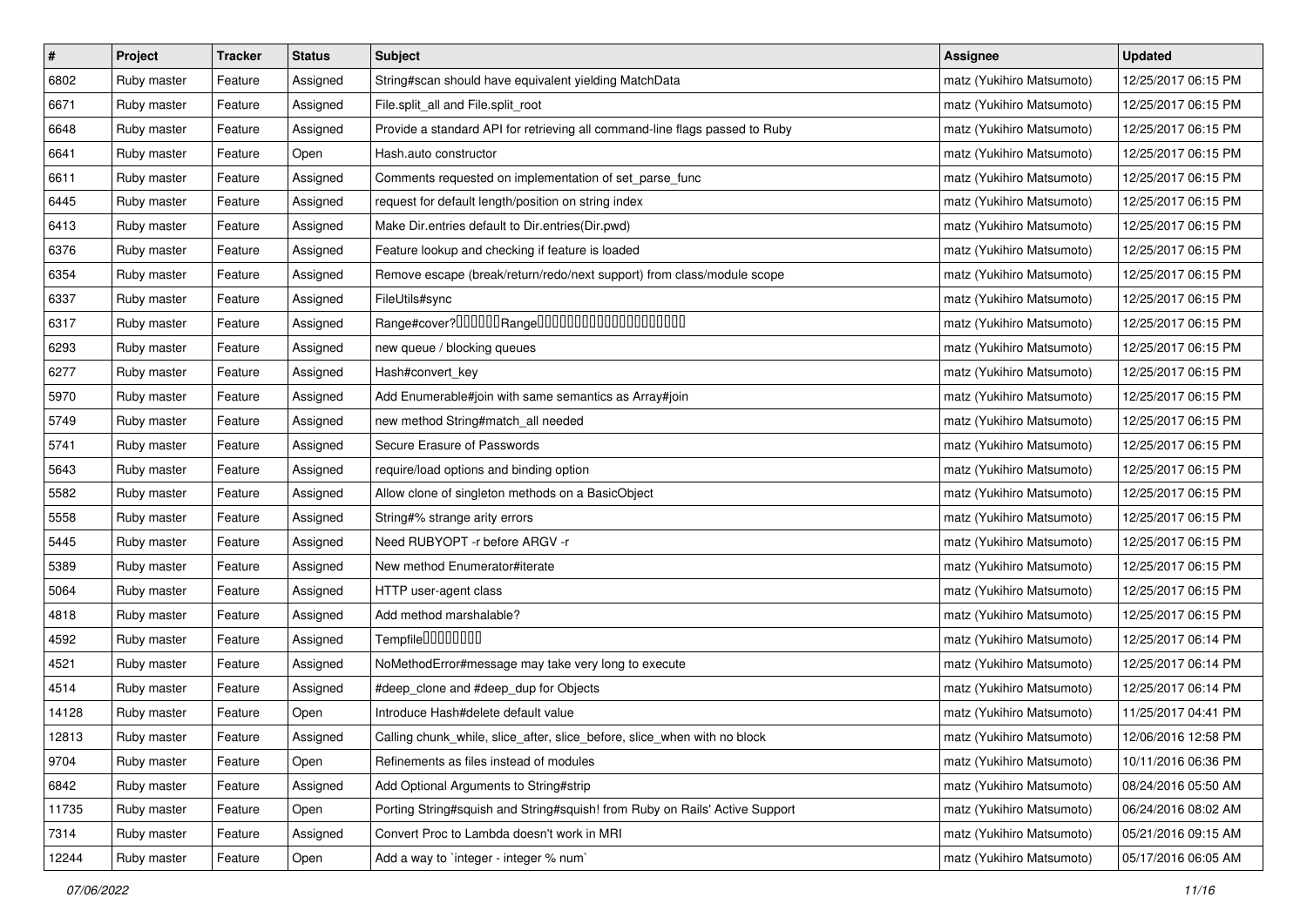| # | Project | Tracker | Status | Subject | Assignee | Updated |
|---|---|---|---|---|---|---|
| 6802 | Ruby master | Feature | Assigned | String#scan should have equivalent yielding MatchData | matz (Yukihiro Matsumoto) | 12/25/2017 06:15 PM |
| 6671 | Ruby master | Feature | Assigned | File.split_all and File.split_root | matz (Yukihiro Matsumoto) | 12/25/2017 06:15 PM |
| 6648 | Ruby master | Feature | Assigned | Provide a standard API for retrieving all command-line flags passed to Ruby | matz (Yukihiro Matsumoto) | 12/25/2017 06:15 PM |
| 6641 | Ruby master | Feature | Open | Hash.auto constructor | matz (Yukihiro Matsumoto) | 12/25/2017 06:15 PM |
| 6611 | Ruby master | Feature | Assigned | Comments requested on implementation of set_parse_func | matz (Yukihiro Matsumoto) | 12/25/2017 06:15 PM |
| 6445 | Ruby master | Feature | Assigned | request for default length/position on string index | matz (Yukihiro Matsumoto) | 12/25/2017 06:15 PM |
| 6413 | Ruby master | Feature | Assigned | Make Dir.entries default to Dir.entries(Dir.pwd) | matz (Yukihiro Matsumoto) | 12/25/2017 06:15 PM |
| 6376 | Ruby master | Feature | Assigned | Feature lookup and checking if feature is loaded | matz (Yukihiro Matsumoto) | 12/25/2017 06:15 PM |
| 6354 | Ruby master | Feature | Assigned | Remove escape (break/return/redo/next support) from class/module scope | matz (Yukihiro Matsumoto) | 12/25/2017 06:15 PM |
| 6337 | Ruby master | Feature | Assigned | FileUtils#sync | matz (Yukihiro Matsumoto) | 12/25/2017 06:15 PM |
| 6317 | Ruby master | Feature | Assigned | Range#cover?□□□□□□Range□□□□□□□□□□□□□□□□□□□□ | matz (Yukihiro Matsumoto) | 12/25/2017 06:15 PM |
| 6293 | Ruby master | Feature | Assigned | new queue / blocking queues | matz (Yukihiro Matsumoto) | 12/25/2017 06:15 PM |
| 6277 | Ruby master | Feature | Assigned | Hash#convert_key | matz (Yukihiro Matsumoto) | 12/25/2017 06:15 PM |
| 5970 | Ruby master | Feature | Assigned | Add Enumerable#join with same semantics as Array#join | matz (Yukihiro Matsumoto) | 12/25/2017 06:15 PM |
| 5749 | Ruby master | Feature | Assigned | new method String#match_all needed | matz (Yukihiro Matsumoto) | 12/25/2017 06:15 PM |
| 5741 | Ruby master | Feature | Assigned | Secure Erasure of Passwords | matz (Yukihiro Matsumoto) | 12/25/2017 06:15 PM |
| 5643 | Ruby master | Feature | Assigned | require/load options and binding option | matz (Yukihiro Matsumoto) | 12/25/2017 06:15 PM |
| 5582 | Ruby master | Feature | Assigned | Allow clone of singleton methods on a BasicObject | matz (Yukihiro Matsumoto) | 12/25/2017 06:15 PM |
| 5558 | Ruby master | Feature | Assigned | String#% strange arity errors | matz (Yukihiro Matsumoto) | 12/25/2017 06:15 PM |
| 5445 | Ruby master | Feature | Assigned | Need RUBYOPT -r before ARGV -r | matz (Yukihiro Matsumoto) | 12/25/2017 06:15 PM |
| 5389 | Ruby master | Feature | Assigned | New method Enumerator#iterate | matz (Yukihiro Matsumoto) | 12/25/2017 06:15 PM |
| 5064 | Ruby master | Feature | Assigned | HTTP user-agent class | matz (Yukihiro Matsumoto) | 12/25/2017 06:15 PM |
| 4818 | Ruby master | Feature | Assigned | Add method marshalable? | matz (Yukihiro Matsumoto) | 12/25/2017 06:15 PM |
| 4592 | Ruby master | Feature | Assigned | Tempfile□□□□□□□□ | matz (Yukihiro Matsumoto) | 12/25/2017 06:14 PM |
| 4521 | Ruby master | Feature | Assigned | NoMethodError#message may take very long to execute | matz (Yukihiro Matsumoto) | 12/25/2017 06:14 PM |
| 4514 | Ruby master | Feature | Assigned | #deep_clone and #deep_dup for Objects | matz (Yukihiro Matsumoto) | 12/25/2017 06:14 PM |
| 14128 | Ruby master | Feature | Open | Introduce Hash#delete default value | matz (Yukihiro Matsumoto) | 11/25/2017 04:41 PM |
| 12813 | Ruby master | Feature | Assigned | Calling chunk_while, slice_after, slice_before, slice_when with no block | matz (Yukihiro Matsumoto) | 12/06/2016 12:58 PM |
| 9704 | Ruby master | Feature | Open | Refinements as files instead of modules | matz (Yukihiro Matsumoto) | 10/11/2016 06:36 PM |
| 6842 | Ruby master | Feature | Assigned | Add Optional Arguments to String#strip | matz (Yukihiro Matsumoto) | 08/24/2016 05:50 AM |
| 11735 | Ruby master | Feature | Open | Porting String#squish and String#squish! from Ruby on Rails' Active Support | matz (Yukihiro Matsumoto) | 06/24/2016 08:02 AM |
| 7314 | Ruby master | Feature | Assigned | Convert Proc to Lambda doesn't work in MRI | matz (Yukihiro Matsumoto) | 05/21/2016 09:15 AM |
| 12244 | Ruby master | Feature | Open | Add a way to `integer - integer % num` | matz (Yukihiro Matsumoto) | 05/17/2016 06:05 AM |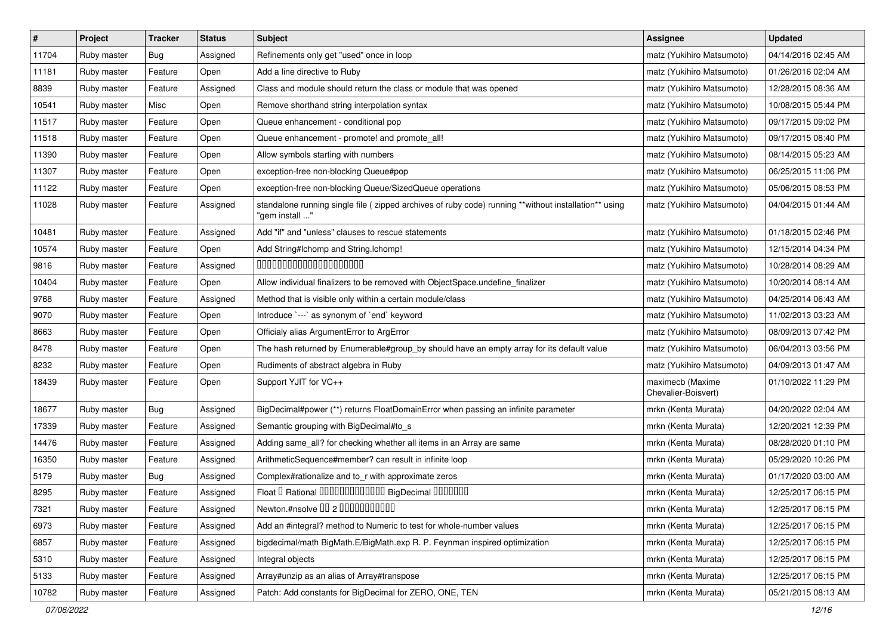| # | Project | Tracker | Status | Subject | Assignee | Updated |
|---|---|---|---|---|---|---|
| 11704 | Ruby master | Bug | Assigned | Refinements only get "used" once in loop | matz (Yukihiro Matsumoto) | 04/14/2016 02:45 AM |
| 11181 | Ruby master | Feature | Open | Add a line directive to Ruby | matz (Yukihiro Matsumoto) | 01/26/2016 02:04 AM |
| 8839 | Ruby master | Feature | Assigned | Class and module should return the class or module that was opened | matz (Yukihiro Matsumoto) | 12/28/2015 08:36 AM |
| 10541 | Ruby master | Misc | Open | Remove shorthand string interpolation syntax | matz (Yukihiro Matsumoto) | 10/08/2015 05:44 PM |
| 11517 | Ruby master | Feature | Open | Queue enhancement - conditional pop | matz (Yukihiro Matsumoto) | 09/17/2015 09:02 PM |
| 11518 | Ruby master | Feature | Open | Queue enhancement - promote! and promote_all! | matz (Yukihiro Matsumoto) | 09/17/2015 08:40 PM |
| 11390 | Ruby master | Feature | Open | Allow symbols starting with numbers | matz (Yukihiro Matsumoto) | 08/14/2015 05:23 AM |
| 11307 | Ruby master | Feature | Open | exception-free non-blocking Queue#pop | matz (Yukihiro Matsumoto) | 06/25/2015 11:06 PM |
| 11122 | Ruby master | Feature | Open | exception-free non-blocking Queue/SizedQueue operations | matz (Yukihiro Matsumoto) | 05/06/2015 08:53 PM |
| 11028 | Ruby master | Feature | Assigned | standalone running single file ( zipped archives of ruby code) running **without installation** using "gem install ..." | matz (Yukihiro Matsumoto) | 04/04/2015 01:44 AM |
| 10481 | Ruby master | Feature | Assigned | Add "if" and "unless" clauses to rescue statements | matz (Yukihiro Matsumoto) | 01/18/2015 02:46 PM |
| 10574 | Ruby master | Feature | Open | Add String#lchomp and String.lchomp! | matz (Yukihiro Matsumoto) | 12/15/2014 04:34 PM |
| 9816 | Ruby master | Feature | Assigned | 00000000000000000000000 | matz (Yukihiro Matsumoto) | 10/28/2014 08:29 AM |
| 10404 | Ruby master | Feature | Open | Allow individual finalizers to be removed with ObjectSpace.undefine_finalizer | matz (Yukihiro Matsumoto) | 10/20/2014 08:14 AM |
| 9768 | Ruby master | Feature | Assigned | Method that is visible only within a certain module/class | matz (Yukihiro Matsumoto) | 04/25/2014 06:43 AM |
| 9070 | Ruby master | Feature | Open | Introduce `---` as synonym of `end` keyword | matz (Yukihiro Matsumoto) | 11/02/2013 03:23 AM |
| 8663 | Ruby master | Feature | Open | Officialy alias ArgumentError to ArgError | matz (Yukihiro Matsumoto) | 08/09/2013 07:42 PM |
| 8478 | Ruby master | Feature | Open | The hash returned by Enumerable#group_by should have an empty array for its default value | matz (Yukihiro Matsumoto) | 06/04/2013 03:56 PM |
| 8232 | Ruby master | Feature | Open | Rudiments of abstract algebra in Ruby | matz (Yukihiro Matsumoto) | 04/09/2013 01:47 AM |
| 18439 | Ruby master | Feature | Open | Support YJIT for VC++ | maximecb (Maxime Chevalier-Boisvert) | 01/10/2022 11:29 PM |
| 18677 | Ruby master | Bug | Assigned | BigDecimal#power (**) returns FloatDomainError when passing an infinite parameter | mrkn (Kenta Murata) | 04/20/2022 02:04 AM |
| 17339 | Ruby master | Feature | Assigned | Semantic grouping with BigDecimal#to_s | mrkn (Kenta Murata) | 12/20/2021 12:39 PM |
| 14476 | Ruby master | Feature | Assigned | Adding same_all? for checking whether all items in an Array are same | mrkn (Kenta Murata) | 08/28/2020 01:10 PM |
| 16350 | Ruby master | Feature | Assigned | ArithmeticSequence#member? can result in infinite loop | mrkn (Kenta Murata) | 05/29/2020 10:26 PM |
| 5179 | Ruby master | Bug | Assigned | Complex#rationalize and to_r with approximate zeros | mrkn (Kenta Murata) | 01/17/2020 03:00 AM |
| 8295 | Ruby master | Feature | Assigned | Float 0 Rational 0000000000000 BigDecimal 0000000 | mrkn (Kenta Murata) | 12/25/2017 06:15 PM |
| 7321 | Ruby master | Feature | Assigned | Newton.#nsolve 00 2 00000000000 | mrkn (Kenta Murata) | 12/25/2017 06:15 PM |
| 6973 | Ruby master | Feature | Assigned | Add an #integral? method to Numeric to test for whole-number values | mrkn (Kenta Murata) | 12/25/2017 06:15 PM |
| 6857 | Ruby master | Feature | Assigned | bigdecimal/math BigMath.E/BigMath.exp R. P. Feynman inspired optimization | mrkn (Kenta Murata) | 12/25/2017 06:15 PM |
| 5310 | Ruby master | Feature | Assigned | Integral objects | mrkn (Kenta Murata) | 12/25/2017 06:15 PM |
| 5133 | Ruby master | Feature | Assigned | Array#unzip as an alias of Array#transpose | mrkn (Kenta Murata) | 12/25/2017 06:15 PM |
| 10782 | Ruby master | Feature | Assigned | Patch: Add constants for BigDecimal for ZERO, ONE, TEN | mrkn (Kenta Murata) | 05/21/2015 08:13 AM |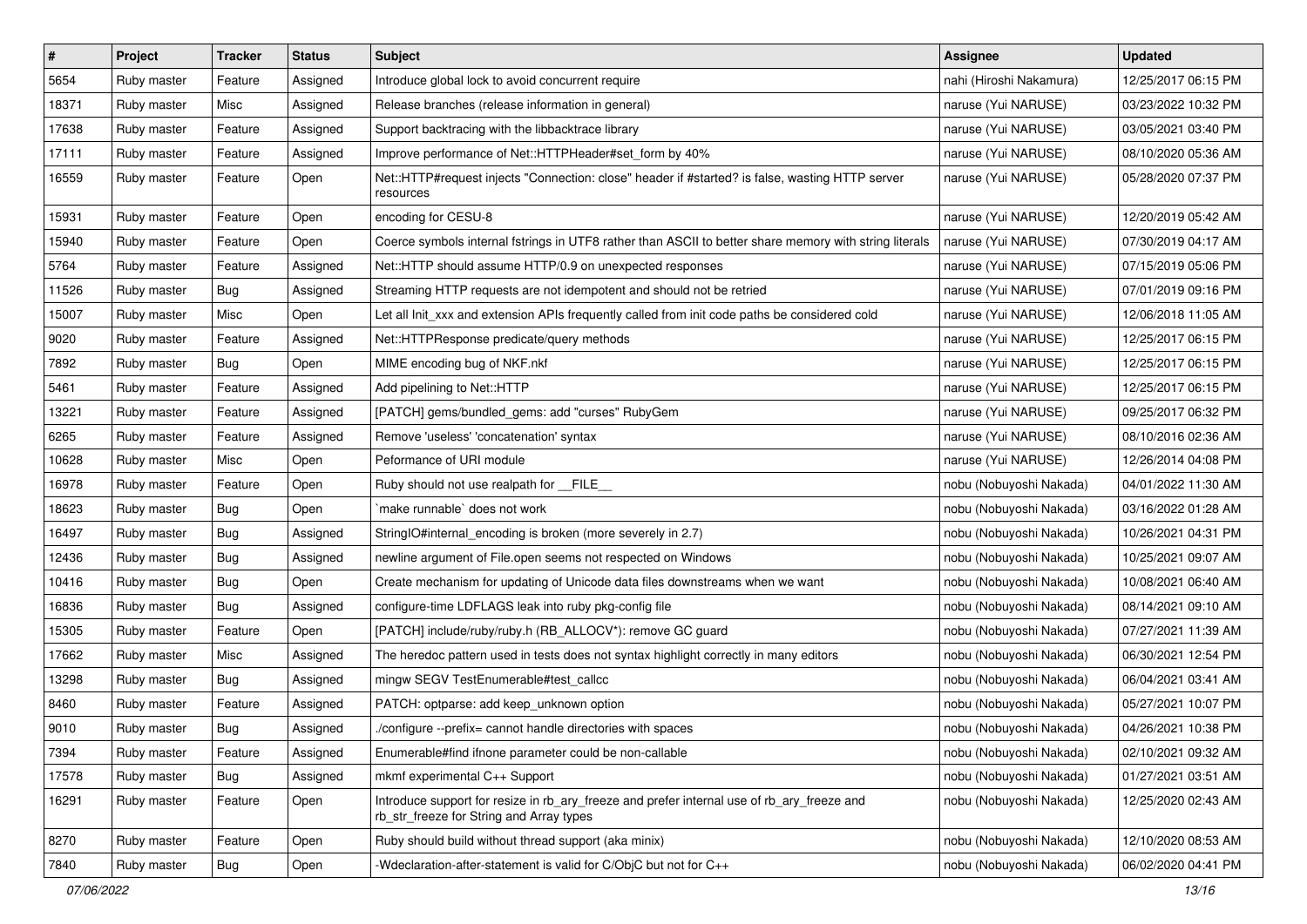| # | Project | Tracker | Status | Subject | Assignee | Updated |
|---|---|---|---|---|---|---|
| 5654 | Ruby master | Feature | Assigned | Introduce global lock to avoid concurrent require | nahi (Hiroshi Nakamura) | 12/25/2017 06:15 PM |
| 18371 | Ruby master | Misc | Assigned | Release branches (release information in general) | naruse (Yui NARUSE) | 03/23/2022 10:32 PM |
| 17638 | Ruby master | Feature | Assigned | Support backtracing with the libbacktrace library | naruse (Yui NARUSE) | 03/05/2021 03:40 PM |
| 17111 | Ruby master | Feature | Assigned | Improve performance of Net::HTTPHeader#set_form by 40% | naruse (Yui NARUSE) | 08/10/2020 05:36 AM |
| 16559 | Ruby master | Feature | Open | Net::HTTP#request injects "Connection: close" header if #started? is false, wasting HTTP server resources | naruse (Yui NARUSE) | 05/28/2020 07:37 PM |
| 15931 | Ruby master | Feature | Open | encoding for CESU-8 | naruse (Yui NARUSE) | 12/20/2019 05:42 AM |
| 15940 | Ruby master | Feature | Open | Coerce symbols internal fstrings in UTF8 rather than ASCII to better share memory with string literals | naruse (Yui NARUSE) | 07/30/2019 04:17 AM |
| 5764 | Ruby master | Feature | Assigned | Net::HTTP should assume HTTP/0.9 on unexpected responses | naruse (Yui NARUSE) | 07/15/2019 05:06 PM |
| 11526 | Ruby master | Bug | Assigned | Streaming HTTP requests are not idempotent and should not be retried | naruse (Yui NARUSE) | 07/01/2019 09:16 PM |
| 15007 | Ruby master | Misc | Open | Let all Init_xxx and extension APIs frequently called from init code paths be considered cold | naruse (Yui NARUSE) | 12/06/2018 11:05 AM |
| 9020 | Ruby master | Feature | Assigned | Net::HTTPResponse predicate/query methods | naruse (Yui NARUSE) | 12/25/2017 06:15 PM |
| 7892 | Ruby master | Bug | Open | MIME encoding bug of NKF.nkf | naruse (Yui NARUSE) | 12/25/2017 06:15 PM |
| 5461 | Ruby master | Feature | Assigned | Add pipelining to Net::HTTP | naruse (Yui NARUSE) | 12/25/2017 06:15 PM |
| 13221 | Ruby master | Feature | Assigned | [PATCH] gems/bundled_gems: add "curses" RubyGem | naruse (Yui NARUSE) | 09/25/2017 06:32 PM |
| 6265 | Ruby master | Feature | Assigned | Remove 'useless' 'concatenation' syntax | naruse (Yui NARUSE) | 08/10/2016 02:36 AM |
| 10628 | Ruby master | Misc | Open | Peformance of URI module | naruse (Yui NARUSE) | 12/26/2014 04:08 PM |
| 16978 | Ruby master | Feature | Open | Ruby should not use realpath for __FILE__ | nobu (Nobuyoshi Nakada) | 04/01/2022 11:30 AM |
| 18623 | Ruby master | Bug | Open | `make runnable` does not work | nobu (Nobuyoshi Nakada) | 03/16/2022 01:28 AM |
| 16497 | Ruby master | Bug | Assigned | StringIO#internal_encoding is broken (more severely in 2.7) | nobu (Nobuyoshi Nakada) | 10/26/2021 04:31 PM |
| 12436 | Ruby master | Bug | Assigned | newline argument of File.open seems not respected on Windows | nobu (Nobuyoshi Nakada) | 10/25/2021 09:07 AM |
| 10416 | Ruby master | Bug | Open | Create mechanism for updating of Unicode data files downstreams when we want | nobu (Nobuyoshi Nakada) | 10/08/2021 06:40 AM |
| 16836 | Ruby master | Bug | Assigned | configure-time LDFLAGS leak into ruby pkg-config file | nobu (Nobuyoshi Nakada) | 08/14/2021 09:10 AM |
| 15305 | Ruby master | Feature | Open | [PATCH] include/ruby/ruby.h (RB_ALLOCV*): remove GC guard | nobu (Nobuyoshi Nakada) | 07/27/2021 11:39 AM |
| 17662 | Ruby master | Misc | Assigned | The heredoc pattern used in tests does not syntax highlight correctly in many editors | nobu (Nobuyoshi Nakada) | 06/30/2021 12:54 PM |
| 13298 | Ruby master | Bug | Assigned | mingw SEGV TestEnumerable#test_callcc | nobu (Nobuyoshi Nakada) | 06/04/2021 03:41 AM |
| 8460 | Ruby master | Feature | Assigned | PATCH: optparse: add keep_unknown option | nobu (Nobuyoshi Nakada) | 05/27/2021 10:07 PM |
| 9010 | Ruby master | Bug | Assigned | ./configure --prefix= cannot handle directories with spaces | nobu (Nobuyoshi Nakada) | 04/26/2021 10:38 PM |
| 7394 | Ruby master | Feature | Assigned | Enumerable#find ifnone parameter could be non-callable | nobu (Nobuyoshi Nakada) | 02/10/2021 09:32 AM |
| 17578 | Ruby master | Bug | Assigned | mkmf experimental C++ Support | nobu (Nobuyoshi Nakada) | 01/27/2021 03:51 AM |
| 16291 | Ruby master | Feature | Open | Introduce support for resize in rb_ary_freeze and prefer internal use of rb_ary_freeze and rb_str_freeze for String and Array types | nobu (Nobuyoshi Nakada) | 12/25/2020 02:43 AM |
| 8270 | Ruby master | Feature | Open | Ruby should build without thread support (aka minix) | nobu (Nobuyoshi Nakada) | 12/10/2020 08:53 AM |
| 7840 | Ruby master | Bug | Open | -Wdeclaration-after-statement is valid for C/ObjC but not for C++ | nobu (Nobuyoshi Nakada) | 06/02/2020 04:41 PM |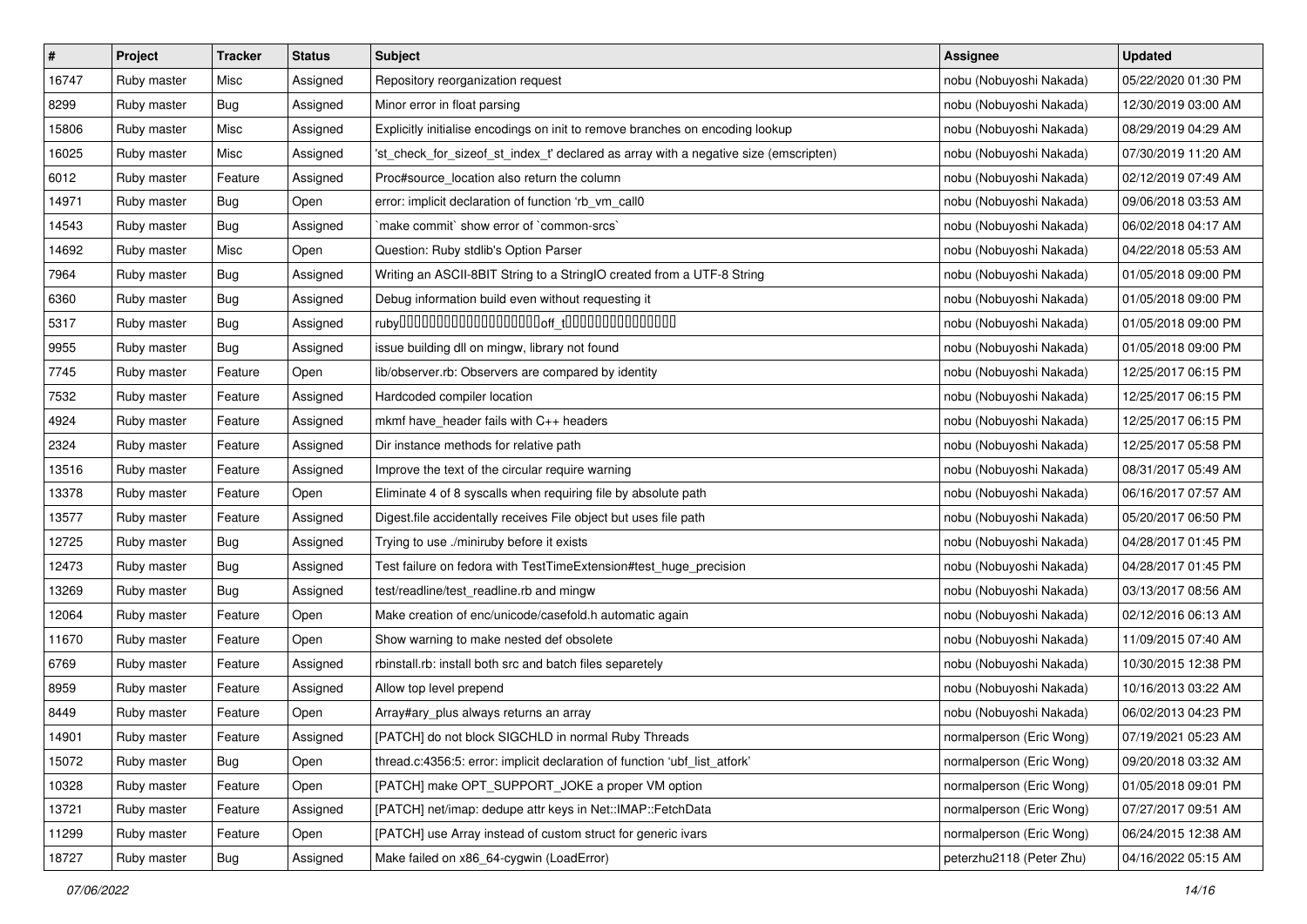| # | Project | Tracker | Status | Subject | Assignee | Updated |
|---|---|---|---|---|---|---|
| 16747 | Ruby master | Misc | Assigned | Repository reorganization request | nobu (Nobuyoshi Nakada) | 05/22/2020 01:30 PM |
| 8299 | Ruby master | Bug | Assigned | Minor error in float parsing | nobu (Nobuyoshi Nakada) | 12/30/2019 03:00 AM |
| 15806 | Ruby master | Misc | Assigned | Explicitly initialise encodings on init to remove branches on encoding lookup | nobu (Nobuyoshi Nakada) | 08/29/2019 04:29 AM |
| 16025 | Ruby master | Misc | Assigned | 'st_check_for_sizeof_st_index_t' declared as array with a negative size (emscripten) | nobu (Nobuyoshi Nakada) | 07/30/2019 11:20 AM |
| 6012 | Ruby master | Feature | Assigned | Proc#source_location also return the column | nobu (Nobuyoshi Nakada) | 02/12/2019 07:49 AM |
| 14971 | Ruby master | Bug | Open | error: implicit declaration of function 'rb_vm_call0 | nobu (Nobuyoshi Nakada) | 09/06/2018 03:53 AM |
| 14543 | Ruby master | Bug | Assigned | `make commit` show error of `common-srcs` | nobu (Nobuyoshi Nakada) | 06/02/2018 04:17 AM |
| 14692 | Ruby master | Misc | Open | Question: Ruby stdlib's Option Parser | nobu (Nobuyoshi Nakada) | 04/22/2018 05:53 AM |
| 7964 | Ruby master | Bug | Assigned | Writing an ASCII-8BIT String to a StringIO created from a UTF-8 String | nobu (Nobuyoshi Nakada) | 01/05/2018 09:00 PM |
| 6360 | Ruby master | Bug | Assigned | Debug information build even without requesting it | nobu (Nobuyoshi Nakada) | 01/05/2018 09:00 PM |
| 5317 | Ruby master | Bug | Assigned | ruby□□□□□□□□□□□□□□□□□□□off_t□□□□□□□□□□□□□□□ | nobu (Nobuyoshi Nakada) | 01/05/2018 09:00 PM |
| 9955 | Ruby master | Bug | Assigned | issue building dll on mingw, library not found | nobu (Nobuyoshi Nakada) | 01/05/2018 09:00 PM |
| 7745 | Ruby master | Feature | Open | lib/observer.rb: Observers are compared by identity | nobu (Nobuyoshi Nakada) | 12/25/2017 06:15 PM |
| 7532 | Ruby master | Feature | Assigned | Hardcoded compiler location | nobu (Nobuyoshi Nakada) | 12/25/2017 06:15 PM |
| 4924 | Ruby master | Feature | Assigned | mkmf have_header fails with C++ headers | nobu (Nobuyoshi Nakada) | 12/25/2017 06:15 PM |
| 2324 | Ruby master | Feature | Assigned | Dir instance methods for relative path | nobu (Nobuyoshi Nakada) | 12/25/2017 05:58 PM |
| 13516 | Ruby master | Feature | Assigned | Improve the text of the circular require warning | nobu (Nobuyoshi Nakada) | 08/31/2017 05:49 AM |
| 13378 | Ruby master | Feature | Open | Eliminate 4 of 8 syscalls when requiring file by absolute path | nobu (Nobuyoshi Nakada) | 06/16/2017 07:57 AM |
| 13577 | Ruby master | Feature | Assigned | Digest.file accidentally receives File object but uses file path | nobu (Nobuyoshi Nakada) | 05/20/2017 06:50 PM |
| 12725 | Ruby master | Bug | Assigned | Trying to use ./miniruby before it exists | nobu (Nobuyoshi Nakada) | 04/28/2017 01:45 PM |
| 12473 | Ruby master | Bug | Assigned | Test failure on fedora with TestTimeExtension#test_huge_precision | nobu (Nobuyoshi Nakada) | 04/28/2017 01:45 PM |
| 13269 | Ruby master | Bug | Assigned | test/readline/test_readline.rb and mingw | nobu (Nobuyoshi Nakada) | 03/13/2017 08:56 AM |
| 12064 | Ruby master | Feature | Open | Make creation of enc/unicode/casefold.h automatic again | nobu (Nobuyoshi Nakada) | 02/12/2016 06:13 AM |
| 11670 | Ruby master | Feature | Open | Show warning to make nested def obsolete | nobu (Nobuyoshi Nakada) | 11/09/2015 07:40 AM |
| 6769 | Ruby master | Feature | Assigned | rbinstall.rb: install both src and batch files separetely | nobu (Nobuyoshi Nakada) | 10/30/2015 12:38 PM |
| 8959 | Ruby master | Feature | Assigned | Allow top level prepend | nobu (Nobuyoshi Nakada) | 10/16/2013 03:22 AM |
| 8449 | Ruby master | Feature | Open | Array#ary_plus always returns an array | nobu (Nobuyoshi Nakada) | 06/02/2013 04:23 PM |
| 14901 | Ruby master | Feature | Assigned | [PATCH] do not block SIGCHLD in normal Ruby Threads | normalperson (Eric Wong) | 07/19/2021 05:23 AM |
| 15072 | Ruby master | Bug | Open | thread.c:4356:5: error: implicit declaration of function 'ubf_list_atfork' | normalperson (Eric Wong) | 09/20/2018 03:32 AM |
| 10328 | Ruby master | Feature | Open | [PATCH] make OPT_SUPPORT_JOKE a proper VM option | normalperson (Eric Wong) | 01/05/2018 09:01 PM |
| 13721 | Ruby master | Feature | Assigned | [PATCH] net/imap: dedupe attr keys in Net::IMAP::FetchData | normalperson (Eric Wong) | 07/27/2017 09:51 AM |
| 11299 | Ruby master | Feature | Open | [PATCH] use Array instead of custom struct for generic ivars | normalperson (Eric Wong) | 06/24/2015 12:38 AM |
| 18727 | Ruby master | Bug | Assigned | Make failed on x86_64-cygwin (LoadError) | peterzhu2118 (Peter Zhu) | 04/16/2022 05:15 AM |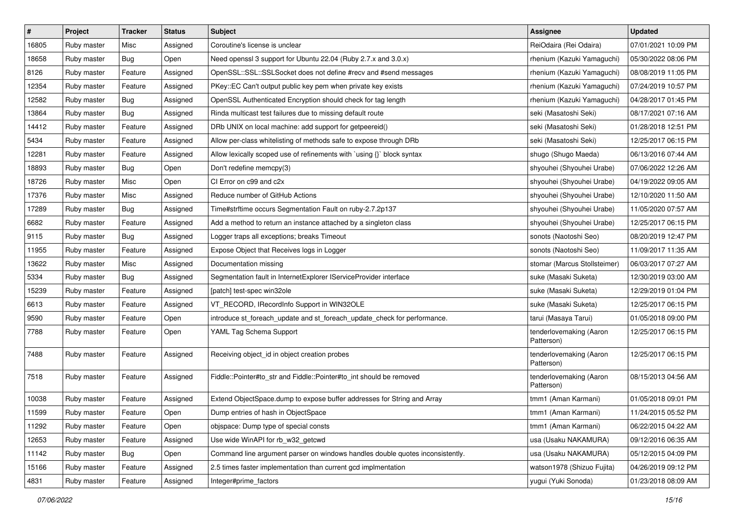| # | Project | Tracker | Status | Subject | Assignee | Updated |
|---|---|---|---|---|---|---|
| 16805 | Ruby master | Misc | Assigned | Coroutine's license is unclear | ReiOdaira (Rei Odaira) | 07/01/2021 10:09 PM |
| 18658 | Ruby master | Bug | Open | Need openssl 3 support for Ubuntu 22.04 (Ruby 2.7.x and 3.0.x) | rhenium (Kazuki Yamaguchi) | 05/30/2022 08:06 PM |
| 8126 | Ruby master | Feature | Assigned | OpenSSL::SSL::SSLSocket does not define #recv and #send messages | rhenium (Kazuki Yamaguchi) | 08/08/2019 11:05 PM |
| 12354 | Ruby master | Feature | Assigned | PKey::EC Can't output public key pem when private key exists | rhenium (Kazuki Yamaguchi) | 07/24/2019 10:57 PM |
| 12582 | Ruby master | Bug | Assigned | OpenSSL Authenticated Encryption should check for tag length | rhenium (Kazuki Yamaguchi) | 04/28/2017 01:45 PM |
| 13864 | Ruby master | Bug | Assigned | Rinda multicast test failures due to missing default route | seki (Masatoshi Seki) | 08/17/2021 07:16 AM |
| 14412 | Ruby master | Feature | Assigned | DRb UNIX on local machine: add support for getpeereid() | seki (Masatoshi Seki) | 01/28/2018 12:51 PM |
| 5434 | Ruby master | Feature | Assigned | Allow per-class whitelisting of methods safe to expose through DRb | seki (Masatoshi Seki) | 12/25/2017 06:15 PM |
| 12281 | Ruby master | Feature | Assigned | Allow lexically scoped use of refinements with `using {}` block syntax | shugo (Shugo Maeda) | 06/13/2016 07:44 AM |
| 18893 | Ruby master | Bug | Open | Don't redefine memcpy(3) | shyouhei (Shyouhei Urabe) | 07/06/2022 12:26 AM |
| 18726 | Ruby master | Misc | Open | CI Error on c99 and c2x | shyouhei (Shyouhei Urabe) | 04/19/2022 09:05 AM |
| 17376 | Ruby master | Misc | Assigned | Reduce number of GitHub Actions | shyouhei (Shyouhei Urabe) | 12/10/2020 11:50 AM |
| 17289 | Ruby master | Bug | Assigned | Time#strftime occurs Segmentation Fault on ruby-2.7.2p137 | shyouhei (Shyouhei Urabe) | 11/05/2020 07:57 AM |
| 6682 | Ruby master | Feature | Assigned | Add a method to return an instance attached by a singleton class | shyouhei (Shyouhei Urabe) | 12/25/2017 06:15 PM |
| 9115 | Ruby master | Bug | Assigned | Logger traps all exceptions; breaks Timeout | sonots (Naotoshi Seo) | 08/20/2019 12:47 PM |
| 11955 | Ruby master | Feature | Assigned | Expose Object that Receives logs in Logger | sonots (Naotoshi Seo) | 11/09/2017 11:35 AM |
| 13622 | Ruby master | Misc | Assigned | Documentation missing | stomar (Marcus Stollsteimer) | 06/03/2017 07:27 AM |
| 5334 | Ruby master | Bug | Assigned | Segmentation fault in InternetExplorer IServiceProvider interface | suke (Masaki Suketa) | 12/30/2019 03:00 AM |
| 15239 | Ruby master | Feature | Assigned | [patch] test-spec win32ole | suke (Masaki Suketa) | 12/29/2019 01:04 PM |
| 6613 | Ruby master | Feature | Assigned | VT_RECORD, IRecordInfo Support in WIN32OLE | suke (Masaki Suketa) | 12/25/2017 06:15 PM |
| 9590 | Ruby master | Feature | Open | introduce st_foreach_update and st_foreach_update_check for performance. | tarui (Masaya Tarui) | 01/05/2018 09:00 PM |
| 7788 | Ruby master | Feature | Open | YAML Tag Schema Support | tenderlovemaking (Aaron Patterson) | 12/25/2017 06:15 PM |
| 7488 | Ruby master | Feature | Assigned | Receiving object_id in object creation probes | tenderlovemaking (Aaron Patterson) | 12/25/2017 06:15 PM |
| 7518 | Ruby master | Feature | Assigned | Fiddle::Pointer#to_str and Fiddle::Pointer#to_int should be removed | tenderlovemaking (Aaron Patterson) | 08/15/2013 04:56 AM |
| 10038 | Ruby master | Feature | Assigned | Extend ObjectSpace.dump to expose buffer addresses for String and Array | tmm1 (Aman Karmani) | 01/05/2018 09:01 PM |
| 11599 | Ruby master | Feature | Open | Dump entries of hash in ObjectSpace | tmm1 (Aman Karmani) | 11/24/2015 05:52 PM |
| 11292 | Ruby master | Feature | Open | objspace: Dump type of special consts | tmm1 (Aman Karmani) | 06/22/2015 04:22 AM |
| 12653 | Ruby master | Feature | Assigned | Use wide WinAPI for rb_w32_getcwd | usa (Usaku NAKAMURA) | 09/12/2016 06:35 AM |
| 11142 | Ruby master | Bug | Open | Command line argument parser on windows handles double quotes inconsistently. | usa (Usaku NAKAMURA) | 05/12/2015 04:09 PM |
| 15166 | Ruby master | Feature | Assigned | 2.5 times faster implementation than current gcd implmentation | watson1978 (Shizuo Fujita) | 04/26/2019 09:12 PM |
| 4831 | Ruby master | Feature | Assigned | Integer#prime_factors | yugui (Yuki Sonoda) | 01/23/2018 08:09 AM |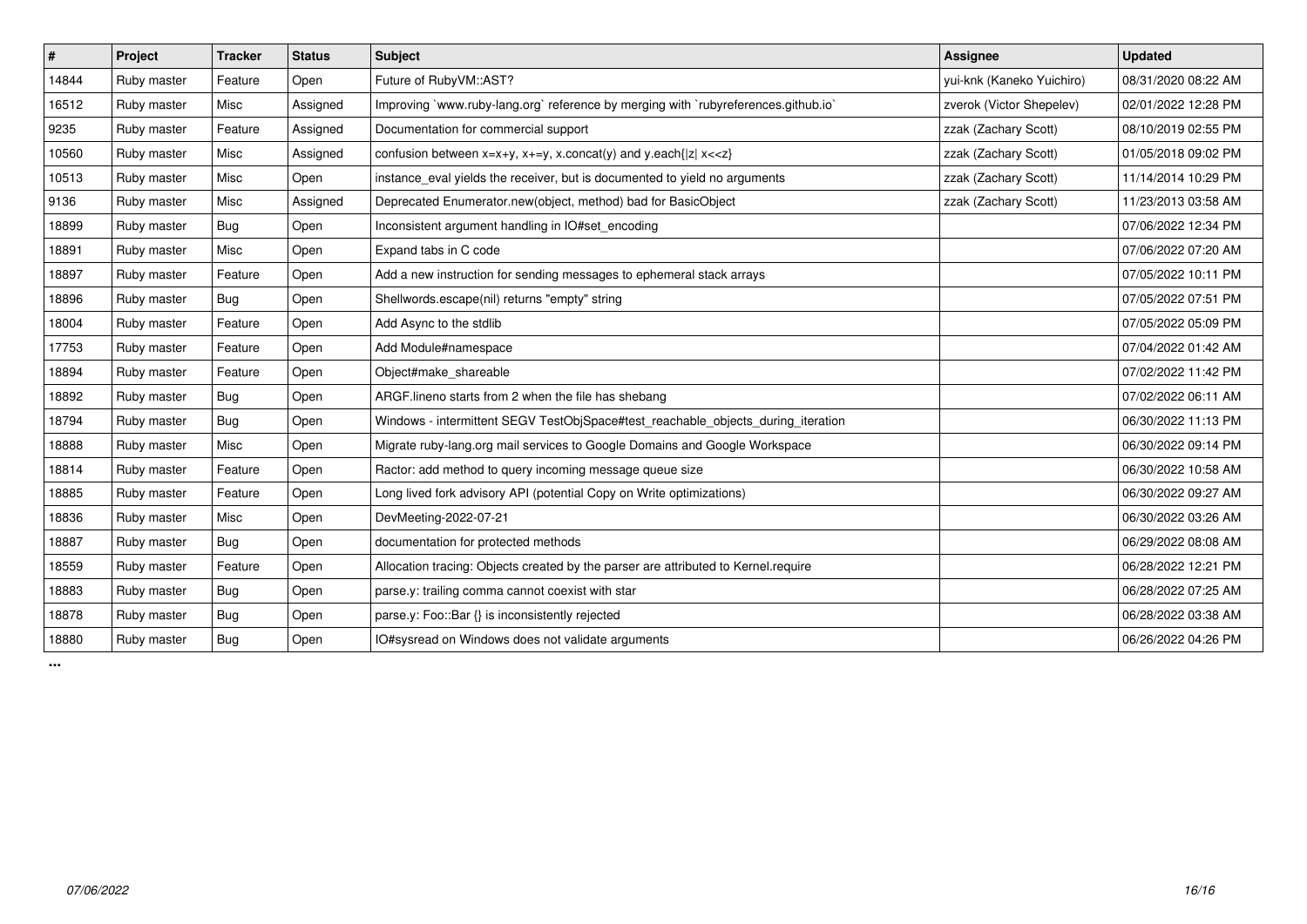| # | Project | Tracker | Status | Subject | Assignee | Updated |
| --- | --- | --- | --- | --- | --- | --- |
| 14844 | Ruby master | Feature | Open | Future of RubyVM::AST? | yui-knk (Kaneko Yuichiro) | 08/31/2020 08:22 AM |
| 16512 | Ruby master | Misc | Assigned | Improving `www.ruby-lang.org` reference by merging with `rubyreferences.github.io` | zverok (Victor Shepelev) | 02/01/2022 12:28 PM |
| 9235 | Ruby master | Feature | Assigned | Documentation for commercial support | zzak (Zachary Scott) | 08/10/2019 02:55 PM |
| 10560 | Ruby master | Misc | Assigned | confusion between x=x+y, x+=y, x.concat(y) and y.each{\|z\| x<<z} | zzak (Zachary Scott) | 01/05/2018 09:02 PM |
| 10513 | Ruby master | Misc | Open | instance_eval yields the receiver, but is documented to yield no arguments | zzak (Zachary Scott) | 11/14/2014 10:29 PM |
| 9136 | Ruby master | Misc | Assigned | Deprecated Enumerator.new(object, method) bad for BasicObject | zzak (Zachary Scott) | 11/23/2013 03:58 AM |
| 18899 | Ruby master | Bug | Open | Inconsistent argument handling in IO#set_encoding | | 07/06/2022 12:34 PM |
| 18891 | Ruby master | Misc | Open | Expand tabs in C code | | 07/06/2022 07:20 AM |
| 18897 | Ruby master | Feature | Open | Add a new instruction for sending messages to ephemeral stack arrays | | 07/05/2022 10:11 PM |
| 18896 | Ruby master | Bug | Open | Shellwords.escape(nil) returns "empty" string | | 07/05/2022 07:51 PM |
| 18004 | Ruby master | Feature | Open | Add Async to the stdlib | | 07/05/2022 05:09 PM |
| 17753 | Ruby master | Feature | Open | Add Module#namespace | | 07/04/2022 01:42 AM |
| 18894 | Ruby master | Feature | Open | Object#make_shareable | | 07/02/2022 11:42 PM |
| 18892 | Ruby master | Bug | Open | ARGF.lineno starts from 2 when the file has shebang | | 07/02/2022 06:11 AM |
| 18794 | Ruby master | Bug | Open | Windows - intermittent SEGV TestObjSpace#test_reachable_objects_during_iteration | | 06/30/2022 11:13 PM |
| 18888 | Ruby master | Misc | Open | Migrate ruby-lang.org mail services to Google Domains and Google Workspace | | 06/30/2022 09:14 PM |
| 18814 | Ruby master | Feature | Open | Ractor: add method to query incoming message queue size | | 06/30/2022 10:58 AM |
| 18885 | Ruby master | Feature | Open | Long lived fork advisory API (potential Copy on Write optimizations) | | 06/30/2022 09:27 AM |
| 18836 | Ruby master | Misc | Open | DevMeeting-2022-07-21 | | 06/30/2022 03:26 AM |
| 18887 | Ruby master | Bug | Open | documentation for protected methods | | 06/29/2022 08:08 AM |
| 18559 | Ruby master | Feature | Open | Allocation tracing: Objects created by the parser are attributed to Kernel.require | | 06/28/2022 12:21 PM |
| 18883 | Ruby master | Bug | Open | parse.y: trailing comma cannot coexist with star | | 06/28/2022 07:25 AM |
| 18878 | Ruby master | Bug | Open | parse.y: Foo::Bar {} is inconsistently rejected | | 06/28/2022 03:38 AM |
| 18880 | Ruby master | Bug | Open | IO#sysread on Windows does not validate arguments | | 06/26/2022 04:26 PM |

...